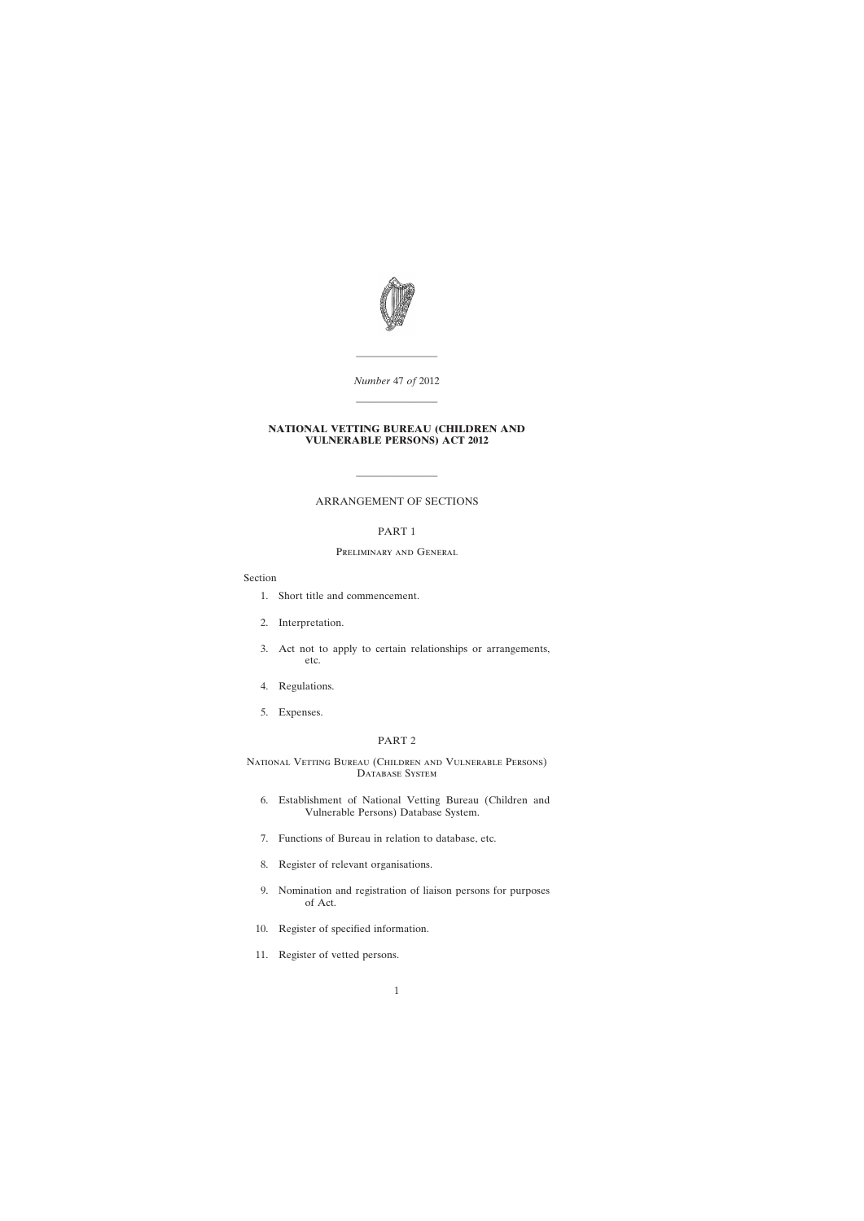*Number* 47 *of* 2012

# NATIONAL VETTING BUREAU (CHILDREN AND VULNERABLE PERSONS) ACT 2012

ARRANGEMENT OF SECTIONS

## PART 1

### Preliminary and General

Section

1. Short title and commencement.

2. Interpretation.

3. Act not to apply to certain relationships or arrangements, etc.

4. Regulations.

5. Expenses.

## PART 2

### National Vetting Bureau (Children and Vulnerable Persons) Database System

6. Establishment of National Vetting Bureau (Children and Vulnerable Persons) Database System.

7. Functions of Bureau in relation to database, etc.

8. Register of relevant organisations.

9. Nomination and registration of liaison persons for purposes of Act.

10. Register of specified information.

11. Register of vetted persons.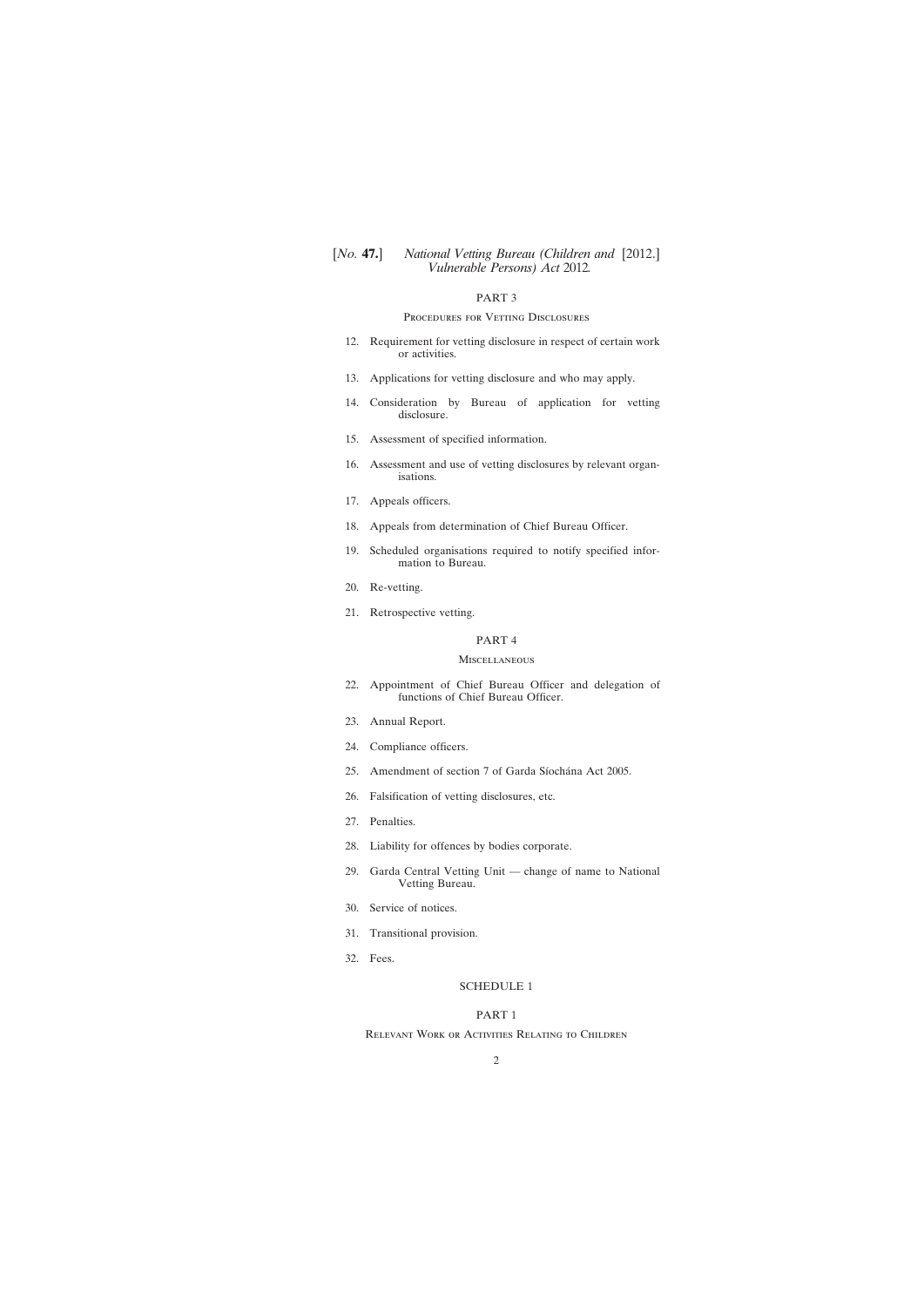PART 3

PROCEDURES FOR VETTING DISCLOSURES

12. Requirement for vetting disclosure in respect of certain work or activities.

13. Applications for vetting disclosure and who may apply.

14. Consideration by Bureau of application for vetting disclosure.

15. Assessment of specified information.

16. Assessment and use of vetting disclosures by relevant organisations.

17. Appeals officers.

18. Appeals from determination of Chief Bureau Officer.

19. Scheduled organisations required to notify specified information to Bureau.

20. Re-vetting.

21. Retrospective vetting.

PART 4

MISCELLANEOUS

22. Appointment of Chief Bureau Officer and delegation of functions of Chief Bureau Officer.

23. Annual Report.

24. Compliance officers.

25. Amendment of section 7 of Garda Síochána Act 2005.

26. Falsification of vetting disclosures, etc.

27. Penalties.

28. Liability for offences by bodies corporate.

29. Garda Central Vetting Unit — change of name to National Vetting Bureau.

30. Service of notices.

31. Transitional provision.

32. Fees.

SCHEDULE 1

PART 1

RELEVANT WORK OR ACTIVITIES RELATING TO CHILDREN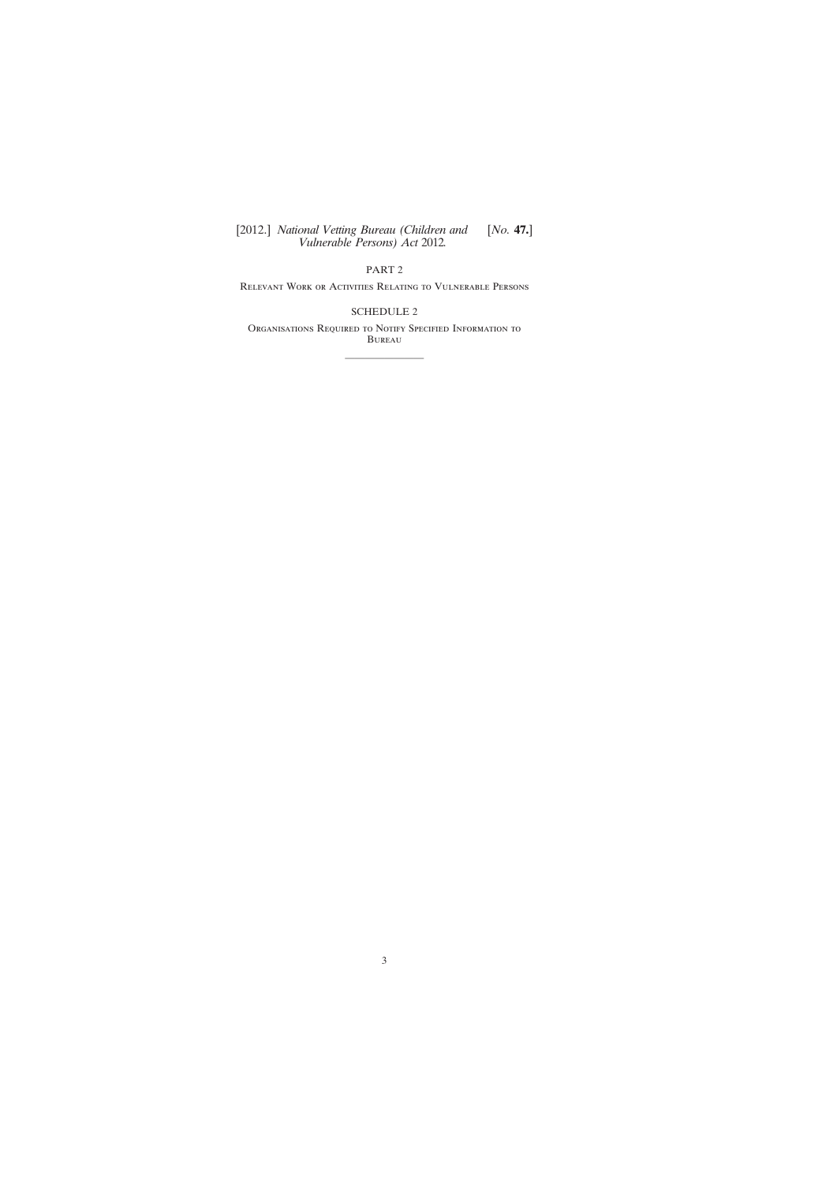PART 2

Relevant Work or Activities Relating to Vulnerable Persons

SCHEDULE 2

Organisations Required to Notify Specified Information to Bureau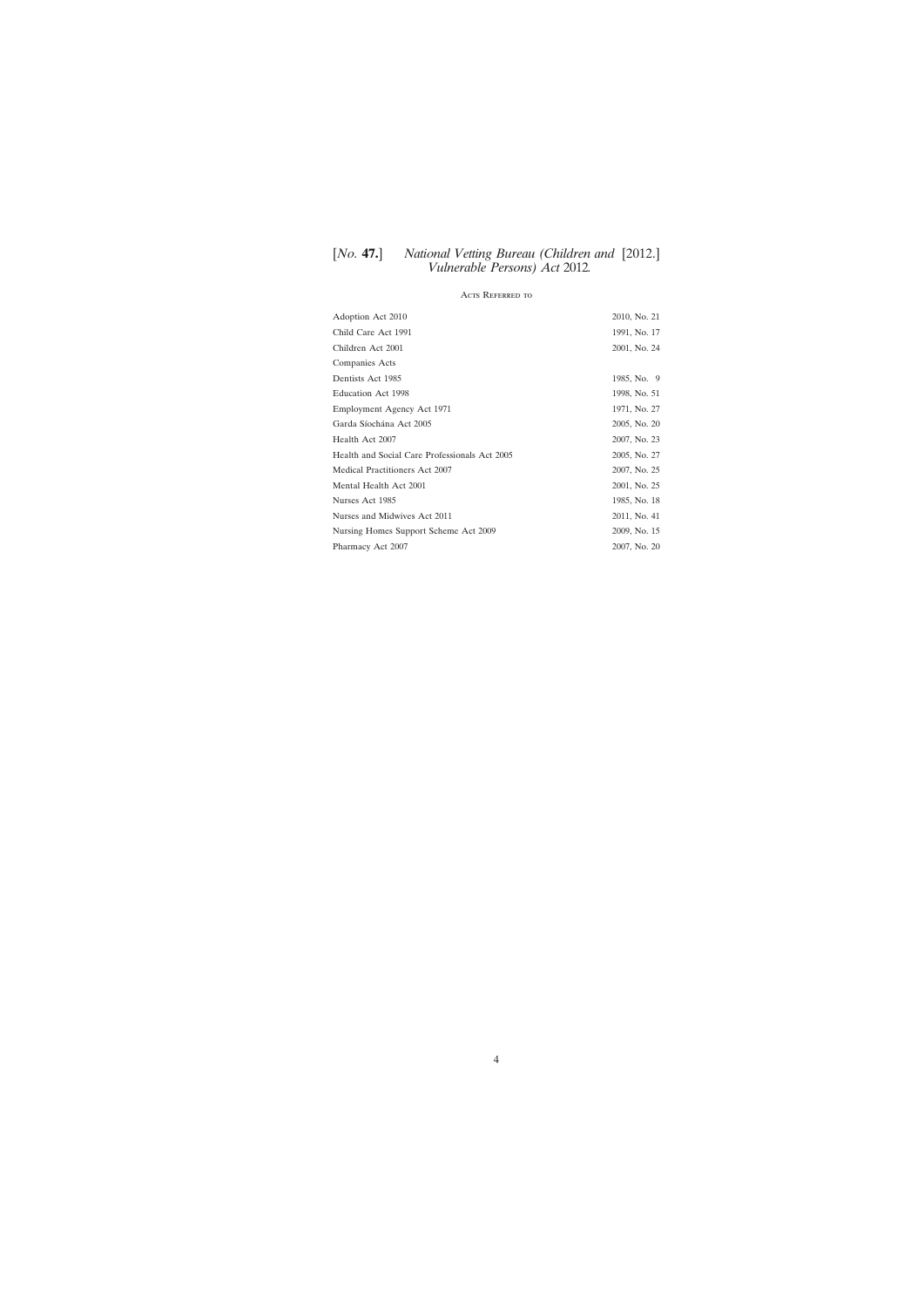## Acts Referred to

| | |
|---|---|
| Adoption Act 2010 | 2010, No. 21 |
| Child Care Act 1991 | 1991, No. 17 |
| Children Act 2001 | 2001, No. 24 |
| Companies Acts | |
| Dentists Act 1985 | 1985, No. 9 |
| Education Act 1998 | 1998, No. 51 |
| Employment Agency Act 1971 | 1971, No. 27 |
| Garda Síochána Act 2005 | 2005, No. 20 |
| Health Act 2007 | 2007, No. 23 |
| Health and Social Care Professionals Act 2005 | 2005, No. 27 |
| Medical Practitioners Act 2007 | 2007, No. 25 |
| Mental Health Act 2001 | 2001, No. 25 |
| Nurses Act 1985 | 1985, No. 18 |
| Nurses and Midwives Act 2011 | 2011, No. 41 |
| Nursing Homes Support Scheme Act 2009 | 2009, No. 15 |
| Pharmacy Act 2007 | 2007, No. 20 |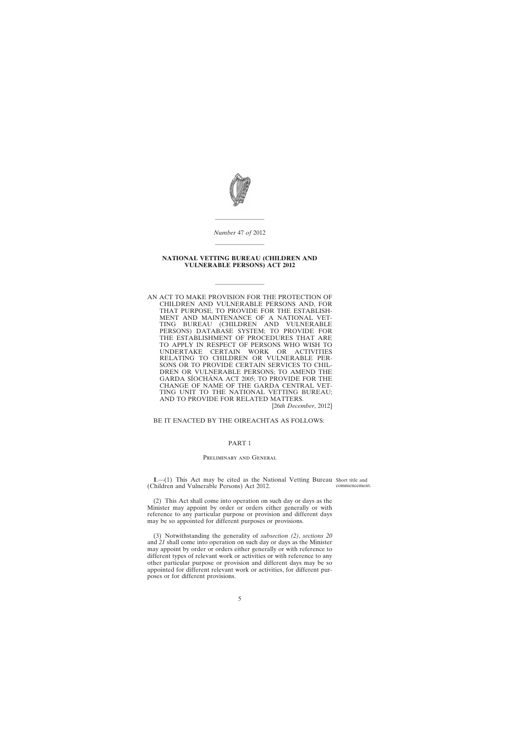*Number* 47 *of* 2012

**NATIONAL VETTING BUREAU (CHILDREN AND VULNERABLE PERSONS) ACT 2012**

AN ACT TO MAKE PROVISION FOR THE PROTECTION OF CHILDREN AND VULNERABLE PERSONS AND, FOR THAT PURPOSE, TO PROVIDE FOR THE ESTABLISHMENT AND MAINTENANCE OF A NATIONAL VETTING BUREAU (CHILDREN AND VULNERABLE PERSONS) DATABASE SYSTEM; TO PROVIDE FOR THE ESTABLISHMENT OF PROCEDURES THAT ARE TO APPLY IN RESPECT OF PERSONS WHO WISH TO UNDERTAKE CERTAIN WORK OR ACTIVITIES RELATING TO CHILDREN OR VULNERABLE PERSONS OR TO PROVIDE CERTAIN SERVICES TO CHILDREN OR VULNERABLE PERSONS; TO AMEND THE GARDA SÍOCHÁNA ACT 2005; TO PROVIDE FOR THE CHANGE OF NAME OF THE GARDA CENTRAL VETTING UNIT TO THE NATIONAL VETTING BUREAU; AND TO PROVIDE FOR RELATED MATTERS.

[26*th December*, 2012]

BE IT ENACTED BY THE OIREACHTAS AS FOLLOWS:

## PART 1

### Preliminary and General

Short title and commencement.

**1**.—(1) This Act may be cited as the National Vetting Bureau (Children and Vulnerable Persons) Act 2012.

(2) This Act shall come into operation on such day or days as the Minister may appoint by order or orders either generally or with reference to any particular purpose or provision and different days may be so appointed for different purposes or provisions.

(3) Notwithstanding the generality of *subsection (2)*, *sections 20* and *21* shall come into operation on such day or days as the Minister may appoint by order or orders either generally or with reference to different types of relevant work or activities or with reference to any other particular purpose or provision and different days may be so appointed for different relevant work or activities, for different purposes or for different provisions.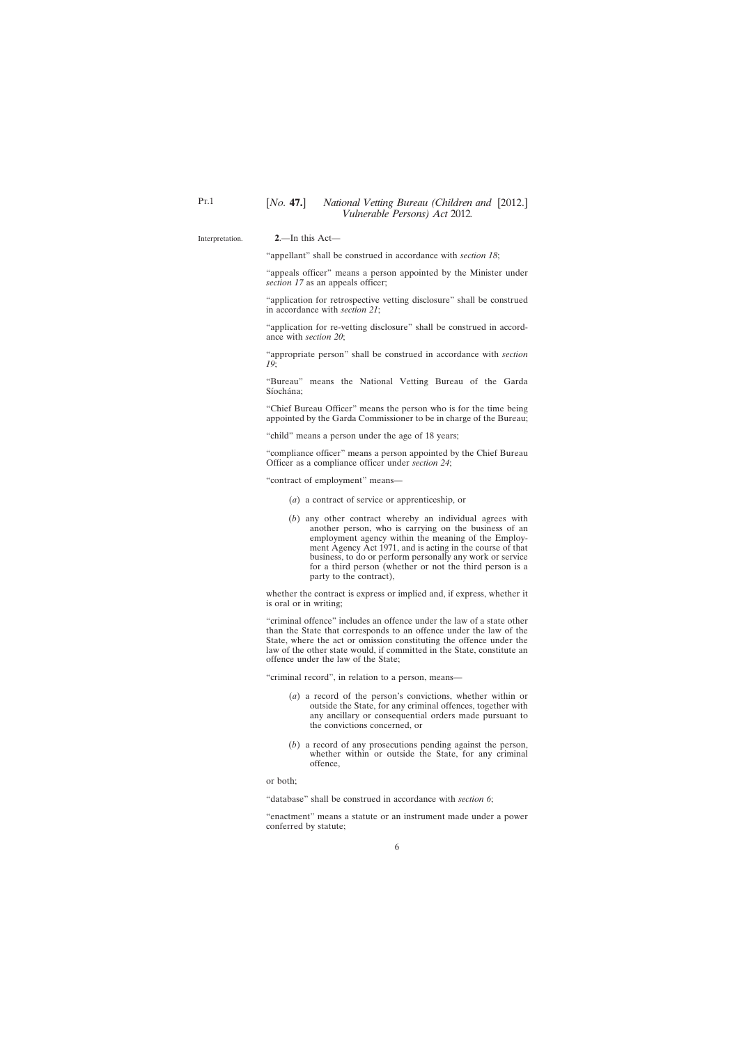Interpretation.

**2**.—In this Act—

"appellant" shall be construed in accordance with *section 18*;

"appeals officer" means a person appointed by the Minister under *section 17* as an appeals officer;

"application for retrospective vetting disclosure" shall be construed in accordance with *section 21*;

"application for re-vetting disclosure" shall be construed in accordance with *section 20*;

"appropriate person" shall be construed in accordance with *section 19*;

"Bureau" means the National Vetting Bureau of the Garda Síochána;

"Chief Bureau Officer" means the person who is for the time being appointed by the Garda Commissioner to be in charge of the Bureau;

"child" means a person under the age of 18 years;

"compliance officer" means a person appointed by the Chief Bureau Officer as a compliance officer under *section 24*;

"contract of employment" means—

(*a*) a contract of service or apprenticeship, or

(*b*) any other contract whereby an individual agrees with another person, who is carrying on the business of an employment agency within the meaning of the Employment Agency Act 1971, and is acting in the course of that business, to do or perform personally any work or service for a third person (whether or not the third person is a party to the contract),

whether the contract is express or implied and, if express, whether it is oral or in writing;

"criminal offence" includes an offence under the law of a state other than the State that corresponds to an offence under the law of the State, where the act or omission constituting the offence under the law of the other state would, if committed in the State, constitute an offence under the law of the State;

"criminal record", in relation to a person, means—

(*a*) a record of the person's convictions, whether within or outside the State, for any criminal offences, together with any ancillary or consequential orders made pursuant to the convictions concerned, or

(*b*) a record of any prosecutions pending against the person, whether within or outside the State, for any criminal offence,

or both;

"database" shall be construed in accordance with *section 6*;

"enactment" means a statute or an instrument made under a power conferred by statute;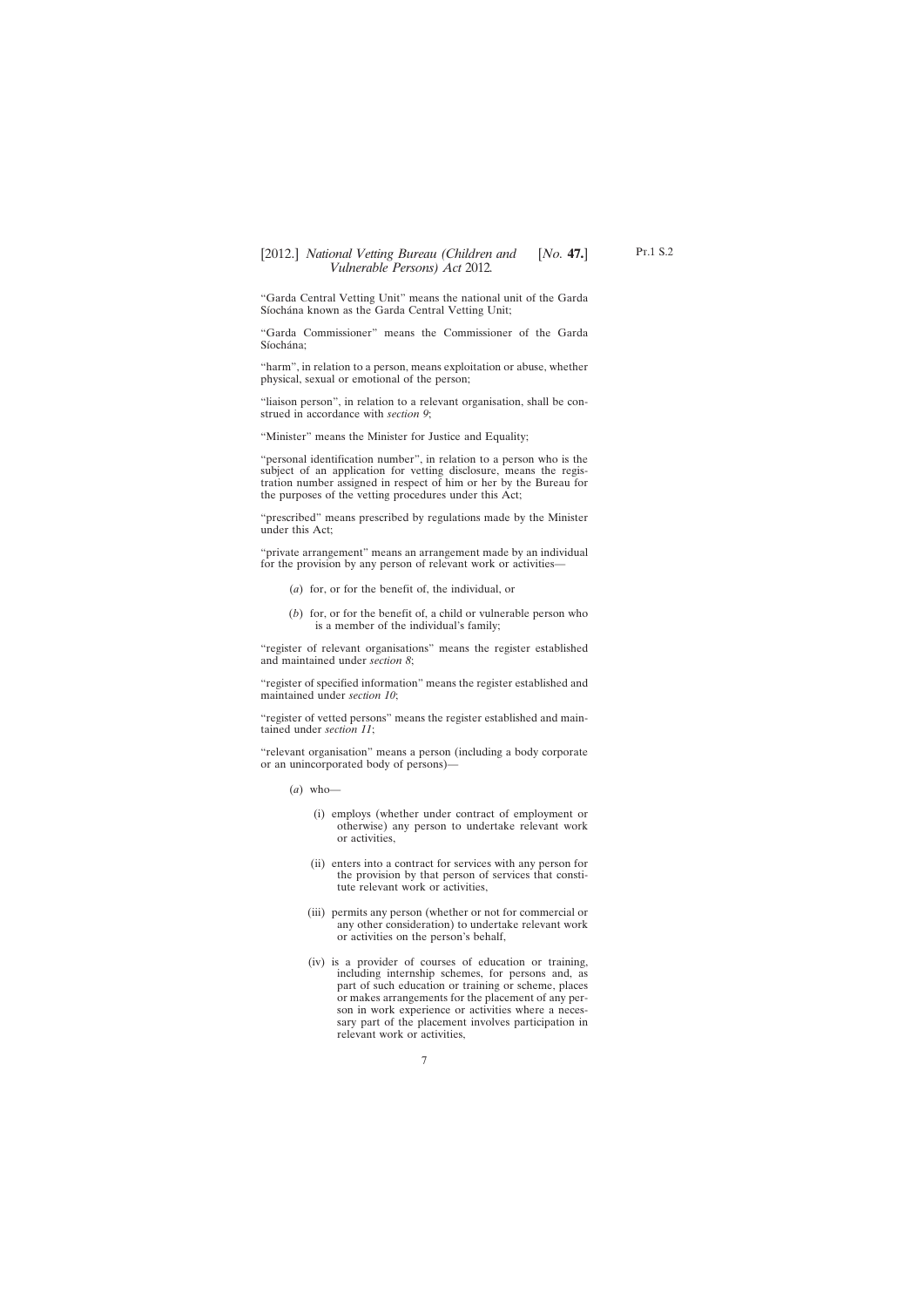"Garda Central Vetting Unit" means the national unit of the Garda Síochána known as the Garda Central Vetting Unit;

"Garda Commissioner" means the Commissioner of the Garda Síochána;

"harm", in relation to a person, means exploitation or abuse, whether physical, sexual or emotional of the person;

"liaison person", in relation to a relevant organisation, shall be construed in accordance with *section 9*;

"Minister" means the Minister for Justice and Equality;

"personal identification number", in relation to a person who is the subject of an application for vetting disclosure, means the registration number assigned in respect of him or her by the Bureau for the purposes of the vetting procedures under this Act;

"prescribed" means prescribed by regulations made by the Minister under this Act;

"private arrangement" means an arrangement made by an individual for the provision by any person of relevant work or activities—

(*a*) for, or for the benefit of, the individual, or

(*b*) for, or for the benefit of, a child or vulnerable person who is a member of the individual's family;

"register of relevant organisations" means the register established and maintained under *section 8*;

"register of specified information" means the register established and maintained under *section 10*;

"register of vetted persons" means the register established and maintained under *section 11*;

"relevant organisation" means a person (including a body corporate or an unincorporated body of persons)—

(*a*) who—

(i) employs (whether under contract of employment or otherwise) any person to undertake relevant work or activities,

(ii) enters into a contract for services with any person for the provision by that person of services that constitute relevant work or activities,

(iii) permits any person (whether or not for commercial or any other consideration) to undertake relevant work or activities on the person's behalf,

(iv) is a provider of courses of education or training, including internship schemes, for persons and, as part of such education or training or scheme, places or makes arrangements for the placement of any person in work experience or activities where a necessary part of the placement involves participation in relevant work or activities,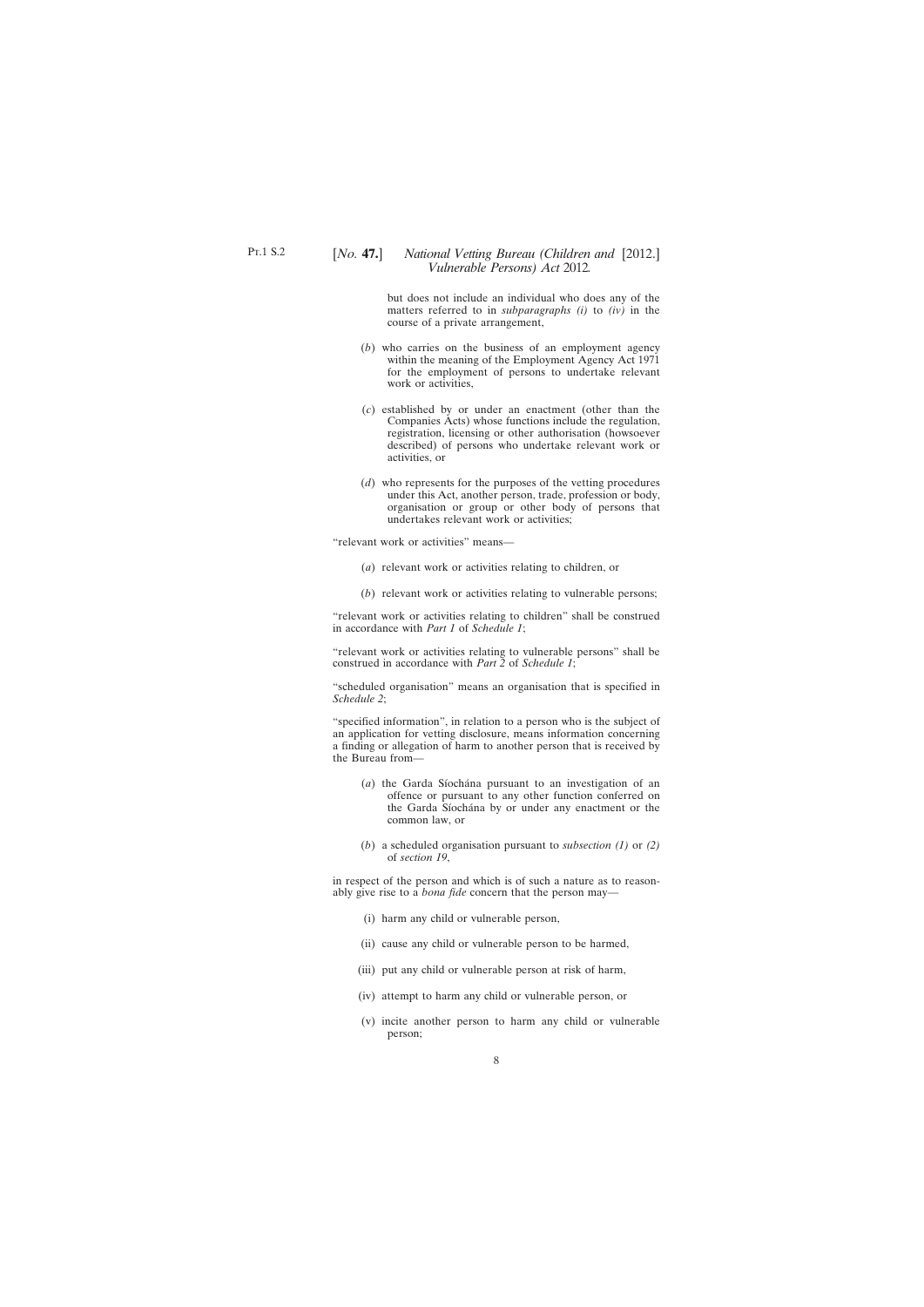but does not include an individual who does any of the matters referred to in *subparagraphs (i)* to *(iv)* in the course of a private arrangement,

(*b*) who carries on the business of an employment agency within the meaning of the Employment Agency Act 1971 for the employment of persons to undertake relevant work or activities,

(*c*) established by or under an enactment (other than the Companies Acts) whose functions include the regulation, registration, licensing or other authorisation (howsoever described) of persons who undertake relevant work or activities, or

(*d*) who represents for the purposes of the vetting procedures under this Act, another person, trade, profession or body, organisation or group or other body of persons that undertakes relevant work or activities;

"relevant work or activities" means—

(*a*) relevant work or activities relating to children, or

(*b*) relevant work or activities relating to vulnerable persons;

"relevant work or activities relating to children" shall be construed in accordance with *Part 1* of *Schedule 1*;

"relevant work or activities relating to vulnerable persons" shall be construed in accordance with *Part 2* of *Schedule 1*;

"scheduled organisation" means an organisation that is specified in *Schedule 2*;

"specified information", in relation to a person who is the subject of an application for vetting disclosure, means information concerning a finding or allegation of harm to another person that is received by the Bureau from—

(*a*) the Garda Síochána pursuant to an investigation of an offence or pursuant to any other function conferred on the Garda Síochána by or under any enactment or the common law, or

(*b*) a scheduled organisation pursuant to *subsection (1)* or *(2)* of *section 19*,

in respect of the person and which is of such a nature as to reasonably give rise to a *bona fide* concern that the person may—

(i) harm any child or vulnerable person,

(ii) cause any child or vulnerable person to be harmed,

(iii) put any child or vulnerable person at risk of harm,

(iv) attempt to harm any child or vulnerable person, or

(v) incite another person to harm any child or vulnerable person;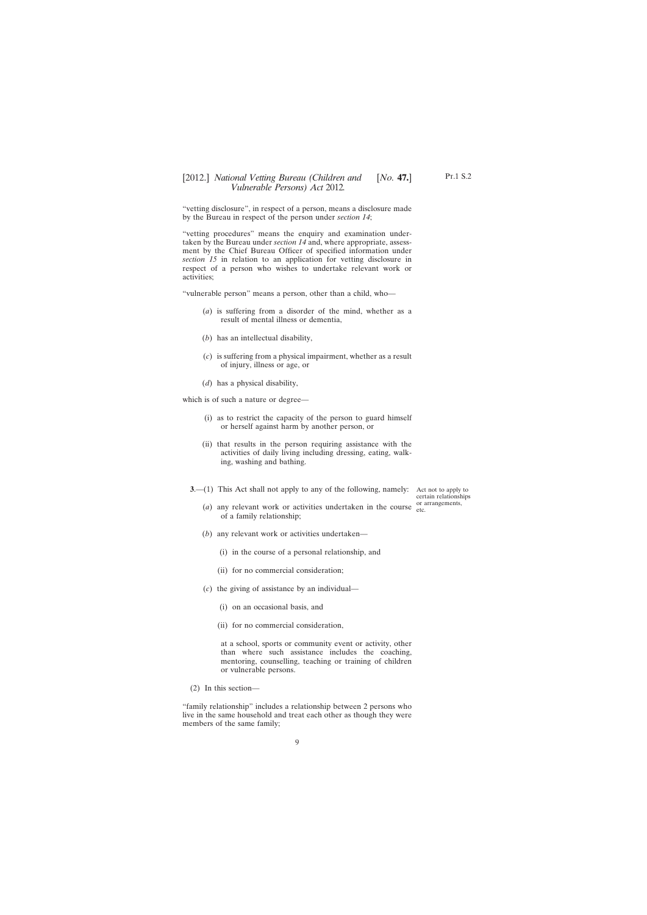"vetting disclosure", in respect of a person, means a disclosure made by the Bureau in respect of the person under *section 14*;

"vetting procedures" means the enquiry and examination undertaken by the Bureau under *section 14* and, where appropriate, assessment by the Chief Bureau Officer of specified information under *section 15* in relation to an application for vetting disclosure in respect of a person who wishes to undertake relevant work or activities;

"vulnerable person" means a person, other than a child, who—

(*a*) is suffering from a disorder of the mind, whether as a result of mental illness or dementia,

(*b*) has an intellectual disability,

(*c*) is suffering from a physical impairment, whether as a result of injury, illness or age, or

(*d*) has a physical disability,

which is of such a nature or degree—

(i) as to restrict the capacity of the person to guard himself or herself against harm by another person, or

(ii) that results in the person requiring assistance with the activities of daily living including dressing, eating, walking, washing and bathing.

Act not to apply to certain relationships or arrangements, etc.

**3**.—(1) This Act shall not apply to any of the following, namely:

(*a*) any relevant work or activities undertaken in the course of a family relationship;

(*b*) any relevant work or activities undertaken—

(i) in the course of a personal relationship, and

(ii) for no commercial consideration;

(*c*) the giving of assistance by an individual—

(i) on an occasional basis, and

(ii) for no commercial consideration,

at a school, sports or community event or activity, other than where such assistance includes the coaching, mentoring, counselling, teaching or training of children or vulnerable persons.

(2) In this section—

"family relationship" includes a relationship between 2 persons who live in the same household and treat each other as though they were members of the same family;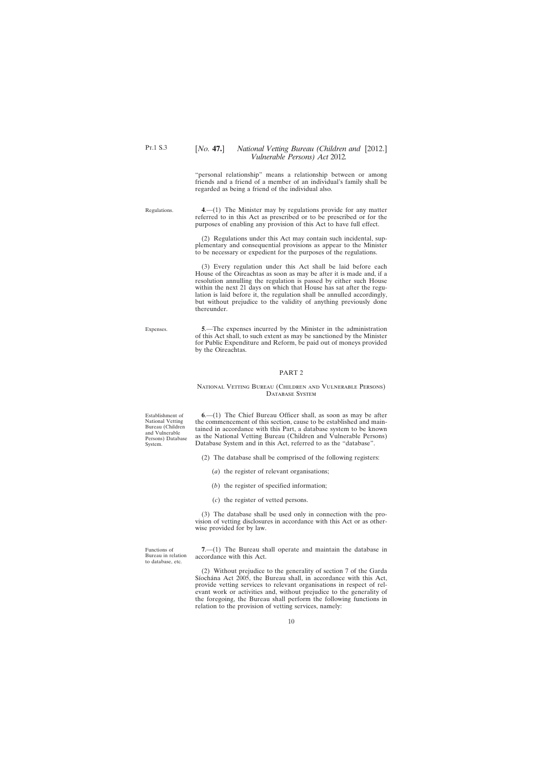"personal relationship" means a relationship between or among friends and a friend of a member of an individual's family shall be regarded as being a friend of the individual also.

Regulations.

**4**.—(1) The Minister may by regulations provide for any matter referred to in this Act as prescribed or to be prescribed or for the purposes of enabling any provision of this Act to have full effect.

(2) Regulations under this Act may contain such incidental, supplementary and consequential provisions as appear to the Minister to be necessary or expedient for the purposes of the regulations.

(3) Every regulation under this Act shall be laid before each House of the Oireachtas as soon as may be after it is made and, if a resolution annulling the regulation is passed by either such House within the next 21 days on which that House has sat after the regulation is laid before it, the regulation shall be annulled accordingly, but without prejudice to the validity of anything previously done thereunder.

Expenses.

**5**.—The expenses incurred by the Minister in the administration of this Act shall, to such extent as may be sanctioned by the Minister for Public Expenditure and Reform, be paid out of moneys provided by the Oireachtas.

## PART 2

### National Vetting Bureau (Children and Vulnerable Persons) Database System

Establishment of National Vetting Bureau (Children and Vulnerable Persons) Database System.

**6**.—(1) The Chief Bureau Officer shall, as soon as may be after the commencement of this section, cause to be established and maintained in accordance with this Part, a database system to be known as the National Vetting Bureau (Children and Vulnerable Persons) Database System and in this Act, referred to as the "database".

(2) The database shall be comprised of the following registers:

(*a*) the register of relevant organisations;

(*b*) the register of specified information;

(*c*) the register of vetted persons.

(3) The database shall be used only in connection with the provision of vetting disclosures in accordance with this Act or as otherwise provided for by law.

Functions of Bureau in relation to database, etc.

**7**.—(1) The Bureau shall operate and maintain the database in accordance with this Act.

(2) Without prejudice to the generality of section 7 of the Garda Síochána Act 2005, the Bureau shall, in accordance with this Act, provide vetting services to relevant organisations in respect of relevant work or activities and, without prejudice to the generality of the foregoing, the Bureau shall perform the following functions in relation to the provision of vetting services, namely: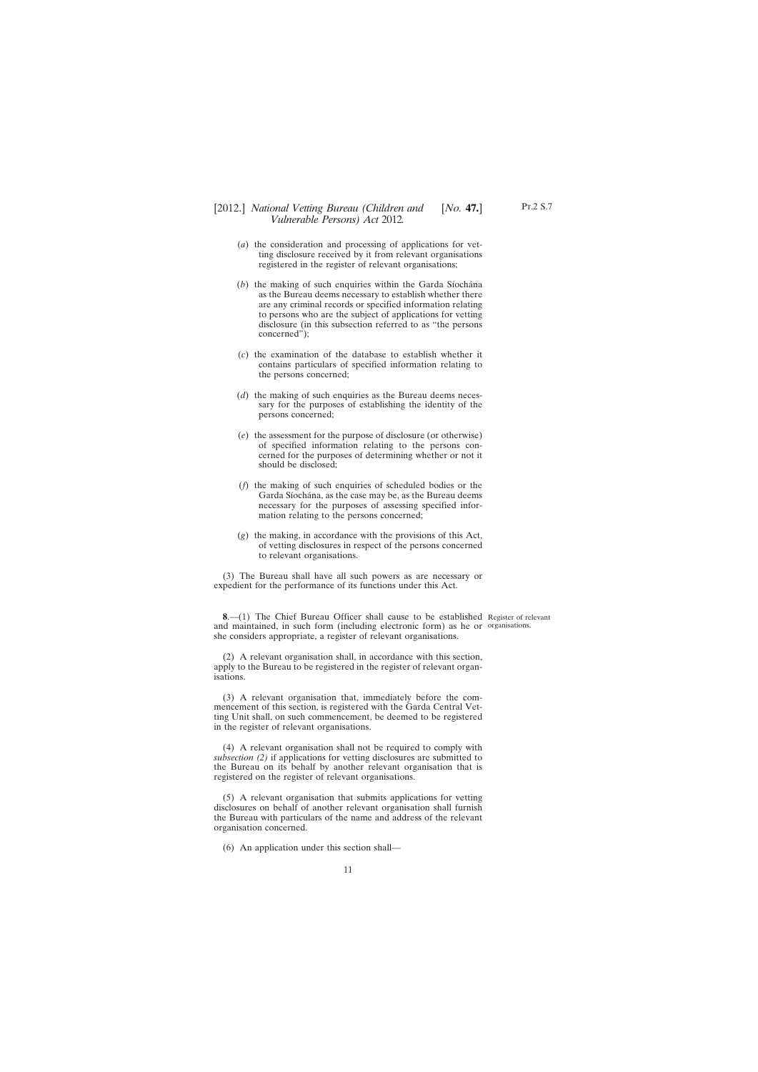(*a*) the consideration and processing of applications for vetting disclosure received by it from relevant organisations registered in the register of relevant organisations;

(*b*) the making of such enquiries within the Garda Síochána as the Bureau deems necessary to establish whether there are any criminal records or specified information relating to persons who are the subject of applications for vetting disclosure (in this subsection referred to as "the persons concerned");

(*c*) the examination of the database to establish whether it contains particulars of specified information relating to the persons concerned;

(*d*) the making of such enquiries as the Bureau deems necessary for the purposes of establishing the identity of the persons concerned;

(*e*) the assessment for the purpose of disclosure (or otherwise) of specified information relating to the persons concerned for the purposes of determining whether or not it should be disclosed;

(*f*) the making of such enquiries of scheduled bodies or the Garda Síochána, as the case may be, as the Bureau deems necessary for the purposes of assessing specified information relating to the persons concerned;

(*g*) the making, in accordance with the provisions of this Act, of vetting disclosures in respect of the persons concerned to relevant organisations.

(3) The Bureau shall have all such powers as are necessary or expedient for the performance of its functions under this Act.

Register of relevant organisations.

**8**.—(1) The Chief Bureau Officer shall cause to be established and maintained, in such form (including electronic form) as he or she considers appropriate, a register of relevant organisations.

(2) A relevant organisation shall, in accordance with this section, apply to the Bureau to be registered in the register of relevant organisations.

(3) A relevant organisation that, immediately before the commencement of this section, is registered with the Garda Central Vetting Unit shall, on such commencement, be deemed to be registered in the register of relevant organisations.

(4) A relevant organisation shall not be required to comply with *subsection (2)* if applications for vetting disclosures are submitted to the Bureau on its behalf by another relevant organisation that is registered on the register of relevant organisations.

(5) A relevant organisation that submits applications for vetting disclosures on behalf of another relevant organisation shall furnish the Bureau with particulars of the name and address of the relevant organisation concerned.

(6) An application under this section shall—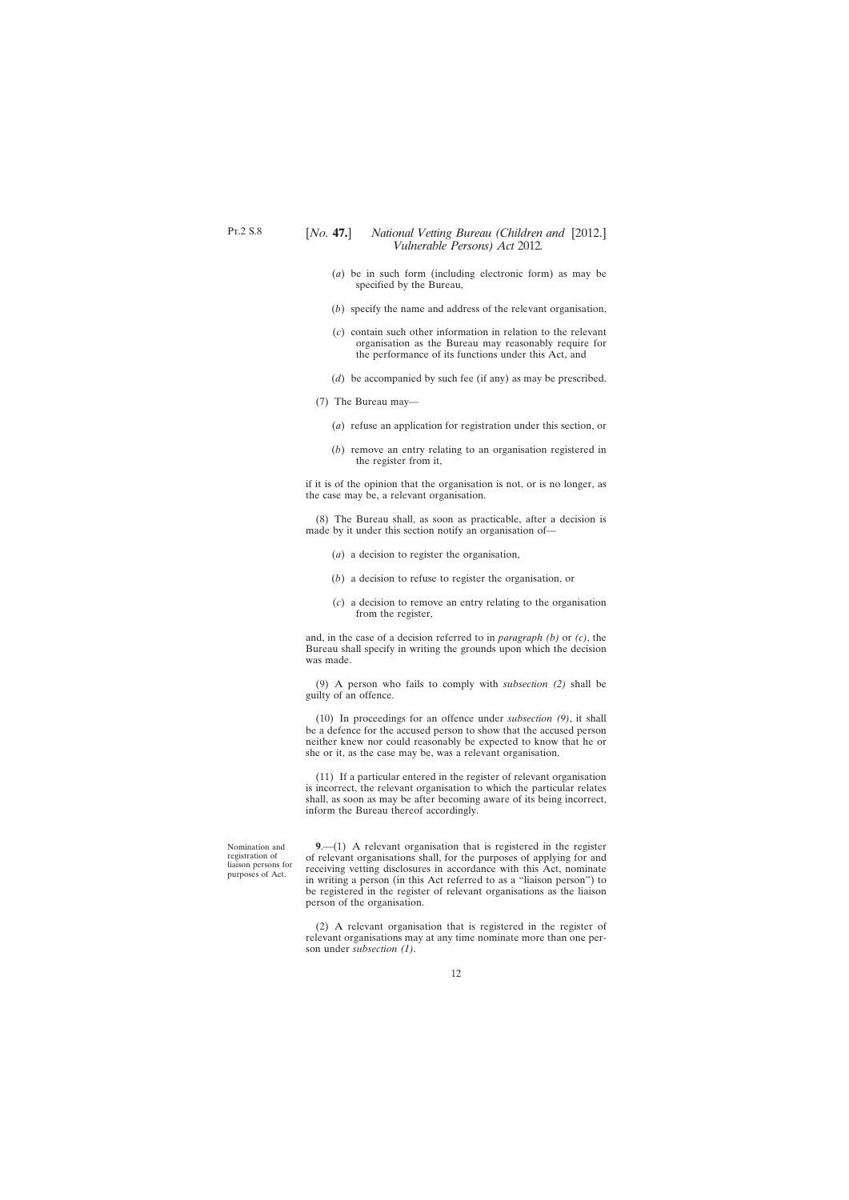(*a*) be in such form (including electronic form) as may be specified by the Bureau,

(*b*) specify the name and address of the relevant organisation,

(*c*) contain such other information in relation to the relevant organisation as the Bureau may reasonably require for the performance of its functions under this Act, and

(*d*) be accompanied by such fee (if any) as may be prescribed.

(7) The Bureau may—

(*a*) refuse an application for registration under this section, or

(*b*) remove an entry relating to an organisation registered in the register from it,

if it is of the opinion that the organisation is not, or is no longer, as the case may be, a relevant organisation.

(8) The Bureau shall, as soon as practicable, after a decision is made by it under this section notify an organisation of—

(*a*) a decision to register the organisation,

(*b*) a decision to refuse to register the organisation, or

(*c*) a decision to remove an entry relating to the organisation from the register,

and, in the case of a decision referred to in *paragraph (b)* or *(c)*, the Bureau shall specify in writing the grounds upon which the decision was made.

(9) A person who fails to comply with *subsection (2)* shall be guilty of an offence.

(10) In proceedings for an offence under *subsection (9)*, it shall be a defence for the accused person to show that the accused person neither knew nor could reasonably be expected to know that he or she or it, as the case may be, was a relevant organisation.

(11) If a particular entered in the register of relevant organisation is incorrect, the relevant organisation to which the particular relates shall, as soon as may be after becoming aware of its being incorrect, inform the Bureau thereof accordingly.

Nomination and registration of liaison persons for purposes of Act.

**9**.—(1) A relevant organisation that is registered in the register of relevant organisations shall, for the purposes of applying for and receiving vetting disclosures in accordance with this Act, nominate in writing a person (in this Act referred to as a "liaison person") to be registered in the register of relevant organisations as the liaison person of the organisation.

(2) A relevant organisation that is registered in the register of relevant organisations may at any time nominate more than one person under *subsection (1)*.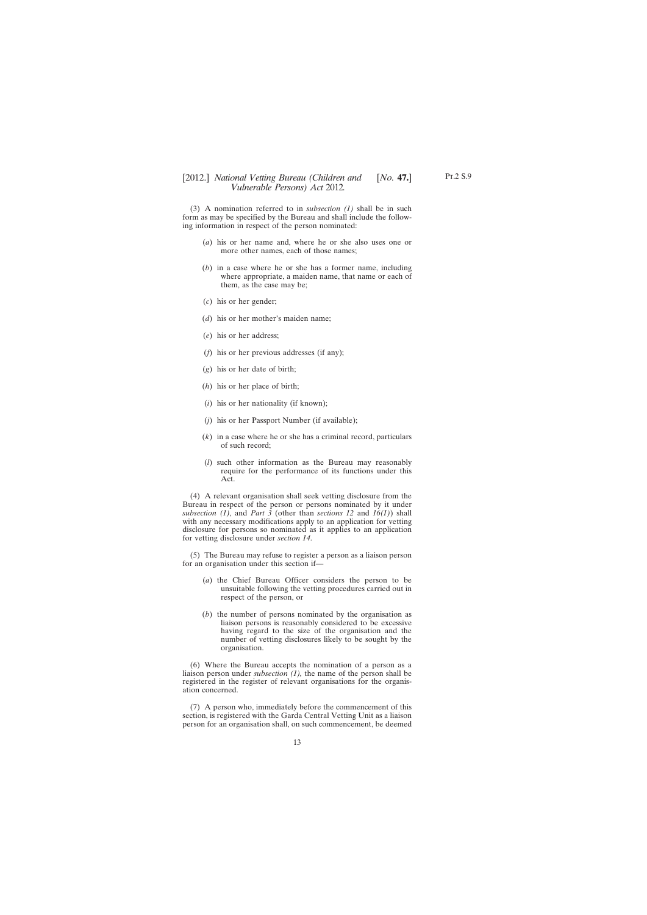(3) A nomination referred to in *subsection (1)* shall be in such form as may be specified by the Bureau and shall include the following information in respect of the person nominated:

(*a*) his or her name and, where he or she also uses one or more other names, each of those names;

(*b*) in a case where he or she has a former name, including where appropriate, a maiden name, that name or each of them, as the case may be;

(*c*) his or her gender;

(*d*) his or her mother's maiden name;

(*e*) his or her address;

(*f*) his or her previous addresses (if any);

(*g*) his or her date of birth;

(*h*) his or her place of birth;

(*i*) his or her nationality (if known);

(*j*) his or her Passport Number (if available);

(*k*) in a case where he or she has a criminal record, particulars of such record;

(*l*) such other information as the Bureau may reasonably require for the performance of its functions under this Act.

(4) A relevant organisation shall seek vetting disclosure from the Bureau in respect of the person or persons nominated by it under *subsection (1)*, and *Part 3* (other than *sections 12* and *16(1)*) shall with any necessary modifications apply to an application for vetting disclosure for persons so nominated as it applies to an application for vetting disclosure under *section 14*.

(5) The Bureau may refuse to register a person as a liaison person for an organisation under this section if—

(*a*) the Chief Bureau Officer considers the person to be unsuitable following the vetting procedures carried out in respect of the person, or

(*b*) the number of persons nominated by the organisation as liaison persons is reasonably considered to be excessive having regard to the size of the organisation and the number of vetting disclosures likely to be sought by the organisation.

(6) Where the Bureau accepts the nomination of a person as a liaison person under *subsection (1)*, the name of the person shall be registered in the register of relevant organisations for the organisation concerned.

(7) A person who, immediately before the commencement of this section, is registered with the Garda Central Vetting Unit as a liaison person for an organisation shall, on such commencement, be deemed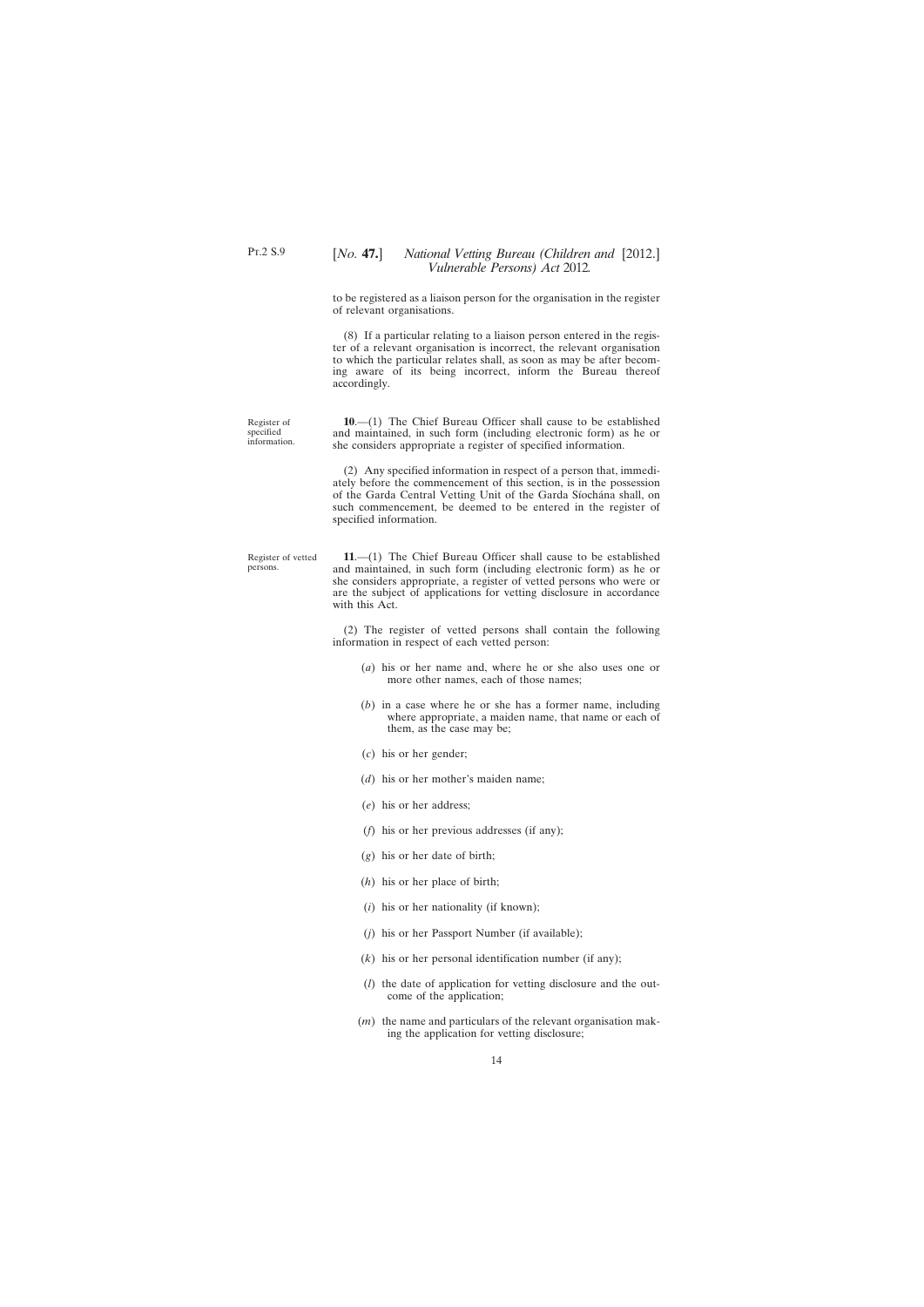to be registered as a liaison person for the organisation in the register of relevant organisations.

(8) If a particular relating to a liaison person entered in the register of a relevant organisation is incorrect, the relevant organisation to which the particular relates shall, as soon as may be after becoming aware of its being incorrect, inform the Bureau thereof accordingly.

Register of specified information.

**10**.—(1) The Chief Bureau Officer shall cause to be established and maintained, in such form (including electronic form) as he or she considers appropriate a register of specified information.

(2) Any specified information in respect of a person that, immediately before the commencement of this section, is in the possession of the Garda Central Vetting Unit of the Garda Síochána shall, on such commencement, be deemed to be entered in the register of specified information.

Register of vetted persons.

**11**.—(1) The Chief Bureau Officer shall cause to be established and maintained, in such form (including electronic form) as he or she considers appropriate, a register of vetted persons who were or are the subject of applications for vetting disclosure in accordance with this Act.

(2) The register of vetted persons shall contain the following information in respect of each vetted person:

(*a*) his or her name and, where he or she also uses one or more other names, each of those names;

(*b*) in a case where he or she has a former name, including where appropriate, a maiden name, that name or each of them, as the case may be;

(*c*) his or her gender;

(*d*) his or her mother's maiden name;

(*e*) his or her address;

(*f*) his or her previous addresses (if any);

(*g*) his or her date of birth;

(*h*) his or her place of birth;

(*i*) his or her nationality (if known);

(*j*) his or her Passport Number (if available);

(*k*) his or her personal identification number (if any);

(*l*) the date of application for vetting disclosure and the outcome of the application;

(*m*) the name and particulars of the relevant organisation making the application for vetting disclosure;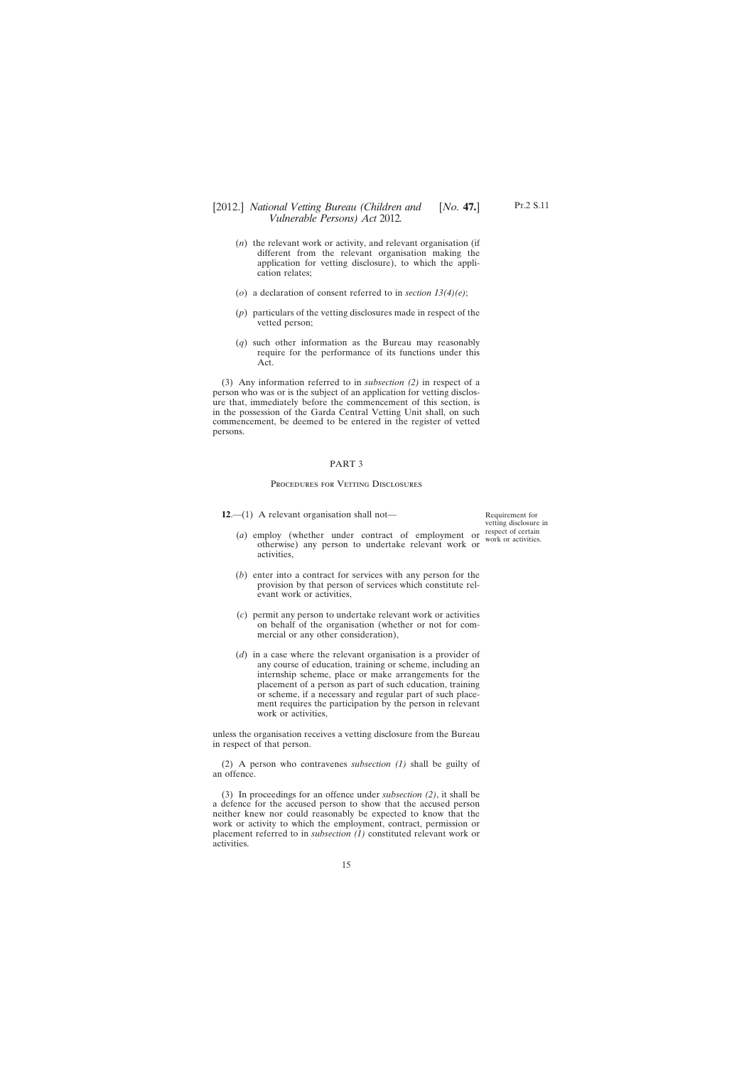(*n*) the relevant work or activity, and relevant organisation (if different from the relevant organisation making the application for vetting disclosure), to which the application relates;

(*o*) a declaration of consent referred to in *section 13(4)(e)*;

(*p*) particulars of the vetting disclosures made in respect of the vetted person;

(*q*) such other information as the Bureau may reasonably require for the performance of its functions under this Act.

(3) Any information referred to in *subsection (2)* in respect of a person who was or is the subject of an application for vetting disclosure that, immediately before the commencement of this section, is in the possession of the Garda Central Vetting Unit shall, on such commencement, be deemed to be entered in the register of vetted persons.

## PART 3

### Procedures for Vetting Disclosures

Requirement for vetting disclosure in respect of certain work or activities.

**12**.—(1) A relevant organisation shall not—

(*a*) employ (whether under contract of employment or otherwise) any person to undertake relevant work or activities,

(*b*) enter into a contract for services with any person for the provision by that person of services which constitute relevant work or activities,

(*c*) permit any person to undertake relevant work or activities on behalf of the organisation (whether or not for commercial or any other consideration),

(*d*) in a case where the relevant organisation is a provider of any course of education, training or scheme, including an internship scheme, place or make arrangements for the placement of a person as part of such education, training or scheme, if a necessary and regular part of such placement requires the participation by the person in relevant work or activities,

unless the organisation receives a vetting disclosure from the Bureau in respect of that person.

(2) A person who contravenes *subsection (1)* shall be guilty of an offence.

(3) In proceedings for an offence under *subsection (2)*, it shall be a defence for the accused person to show that the accused person neither knew nor could reasonably be expected to know that the work or activity to which the employment, contract, permission or placement referred to in *subsection (1)* constituted relevant work or activities.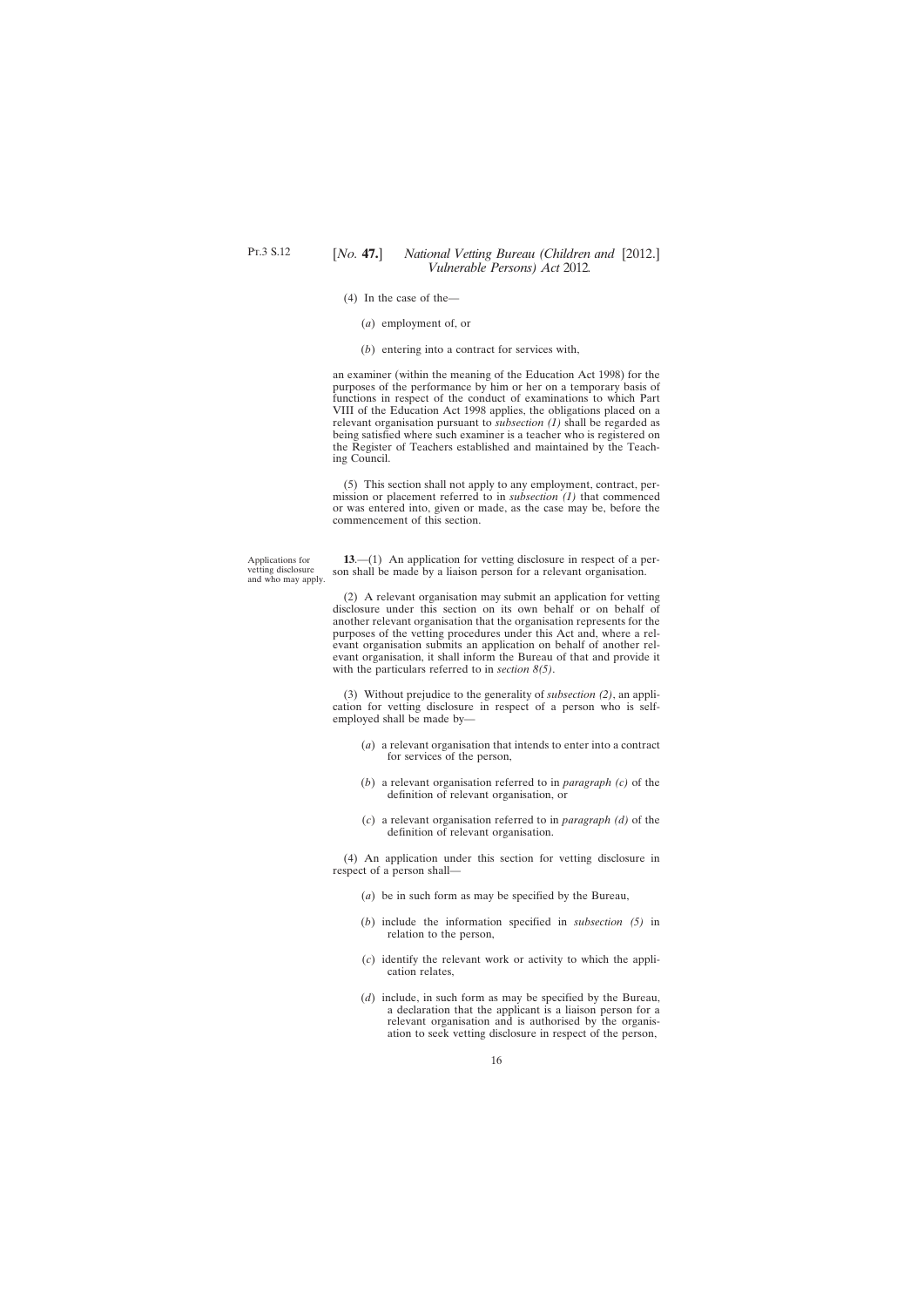(4) In the case of the—

(*a*) employment of, or

(*b*) entering into a contract for services with,

an examiner (within the meaning of the Education Act 1998) for the purposes of the performance by him or her on a temporary basis of functions in respect of the conduct of examinations to which Part VIII of the Education Act 1998 applies, the obligations placed on a relevant organisation pursuant to *subsection (1)* shall be regarded as being satisfied where such examiner is a teacher who is registered on the Register of Teachers established and maintained by the Teaching Council.

(5) This section shall not apply to any employment, contract, permission or placement referred to in *subsection (1)* that commenced or was entered into, given or made, as the case may be, before the commencement of this section.

Applications for vetting disclosure and who may apply.

**13**.—(1) An application for vetting disclosure in respect of a person shall be made by a liaison person for a relevant organisation.

(2) A relevant organisation may submit an application for vetting disclosure under this section on its own behalf or on behalf of another relevant organisation that the organisation represents for the purposes of the vetting procedures under this Act and, where a relevant organisation submits an application on behalf of another relevant organisation, it shall inform the Bureau of that and provide it with the particulars referred to in *section 8(5)*.

(3) Without prejudice to the generality of *subsection (2)*, an application for vetting disclosure in respect of a person who is self-employed shall be made by—

(*a*) a relevant organisation that intends to enter into a contract for services of the person,

(*b*) a relevant organisation referred to in *paragraph (c)* of the definition of relevant organisation, or

(*c*) a relevant organisation referred to in *paragraph (d)* of the definition of relevant organisation.

(4) An application under this section for vetting disclosure in respect of a person shall—

(*a*) be in such form as may be specified by the Bureau,

(*b*) include the information specified in *subsection (5)* in relation to the person,

(*c*) identify the relevant work or activity to which the application relates,

(*d*) include, in such form as may be specified by the Bureau, a declaration that the applicant is a liaison person for a relevant organisation and is authorised by the organisation to seek vetting disclosure in respect of the person,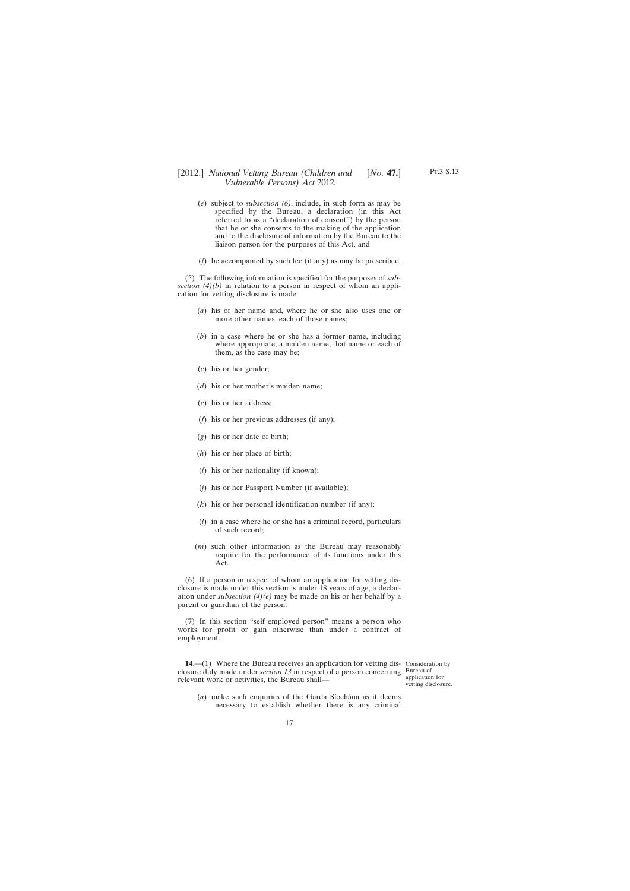(*e*) subject to *subsection (6)*, include, in such form as may be specified by the Bureau, a declaration (in this Act referred to as a "declaration of consent") by the person that he or she consents to the making of the application and to the disclosure of information by the Bureau to the liaison person for the purposes of this Act, and

(*f*) be accompanied by such fee (if any) as may be prescribed.

(5) The following information is specified for the purposes of *subsection (4)(b)* in relation to a person in respect of whom an application for vetting disclosure is made:

(*a*) his or her name and, where he or she also uses one or more other names, each of those names;

(*b*) in a case where he or she has a former name, including where appropriate, a maiden name, that name or each of them, as the case may be;

(*c*) his or her gender;

(*d*) his or her mother's maiden name;

(*e*) his or her address;

(*f*) his or her previous addresses (if any);

(*g*) his or her date of birth;

(*h*) his or her place of birth;

(*i*) his or her nationality (if known);

(*j*) his or her Passport Number (if available);

(*k*) his or her personal identification number (if any);

(*l*) in a case where he or she has a criminal record, particulars of such record;

(*m*) such other information as the Bureau may reasonably require for the performance of its functions under this Act.

(6) If a person in respect of whom an application for vetting disclosure is made under this section is under 18 years of age, a declaration under *subsection (4)(e)* may be made on his or her behalf by a parent or guardian of the person.

(7) In this section "self employed person" means a person who works for profit or gain otherwise than under a contract of employment.

Consideration by Bureau of application for vetting disclosure.

**14**.—(1) Where the Bureau receives an application for vetting disclosure duly made under *section 13* in respect of a person concerning relevant work or activities, the Bureau shall—

(*a*) make such enquiries of the Garda Síochána as it deems necessary to establish whether there is any criminal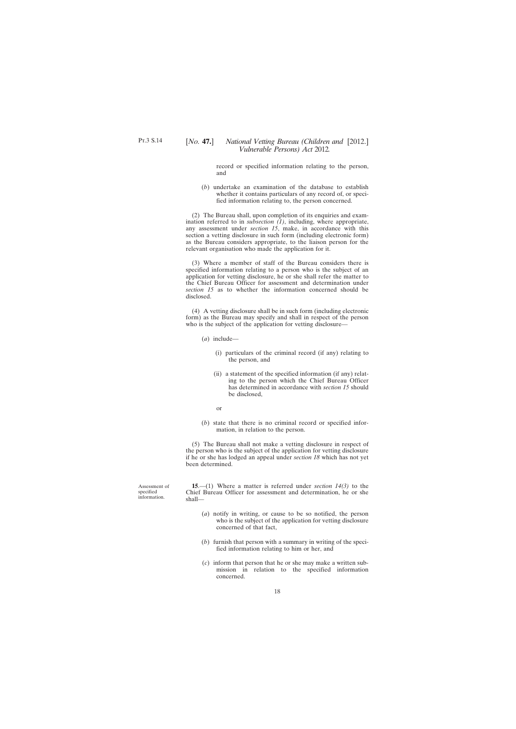record or specified information relating to the person, and

(*b*) undertake an examination of the database to establish whether it contains particulars of any record of, or specified information relating to, the person concerned.

(2) The Bureau shall, upon completion of its enquiries and examination referred to in *subsection (1)*, including, where appropriate, any assessment under *section 15*, make, in accordance with this section a vetting disclosure in such form (including electronic form) as the Bureau considers appropriate, to the liaison person for the relevant organisation who made the application for it.

(3) Where a member of staff of the Bureau considers there is specified information relating to a person who is the subject of an application for vetting disclosure, he or she shall refer the matter to the Chief Bureau Officer for assessment and determination under *section 15* as to whether the information concerned should be disclosed.

(4) A vetting disclosure shall be in such form (including electronic form) as the Bureau may specify and shall in respect of the person who is the subject of the application for vetting disclosure—

(*a*) include—

(i) particulars of the criminal record (if any) relating to the person, and

(ii) a statement of the specified information (if any) relating to the person which the Chief Bureau Officer has determined in accordance with *section 15* should be disclosed,

or

(*b*) state that there is no criminal record or specified information, in relation to the person.

(5) The Bureau shall not make a vetting disclosure in respect of the person who is the subject of the application for vetting disclosure if he or she has lodged an appeal under *section 18* which has not yet been determined.

Assessment of specified information.

**15**.—(1) Where a matter is referred under *section 14(3)* to the Chief Bureau Officer for assessment and determination, he or she shall—

(*a*) notify in writing, or cause to be so notified, the person who is the subject of the application for vetting disclosure concerned of that fact,

(*b*) furnish that person with a summary in writing of the specified information relating to him or her, and

(*c*) inform that person that he or she may make a written submission in relation to the specified information concerned.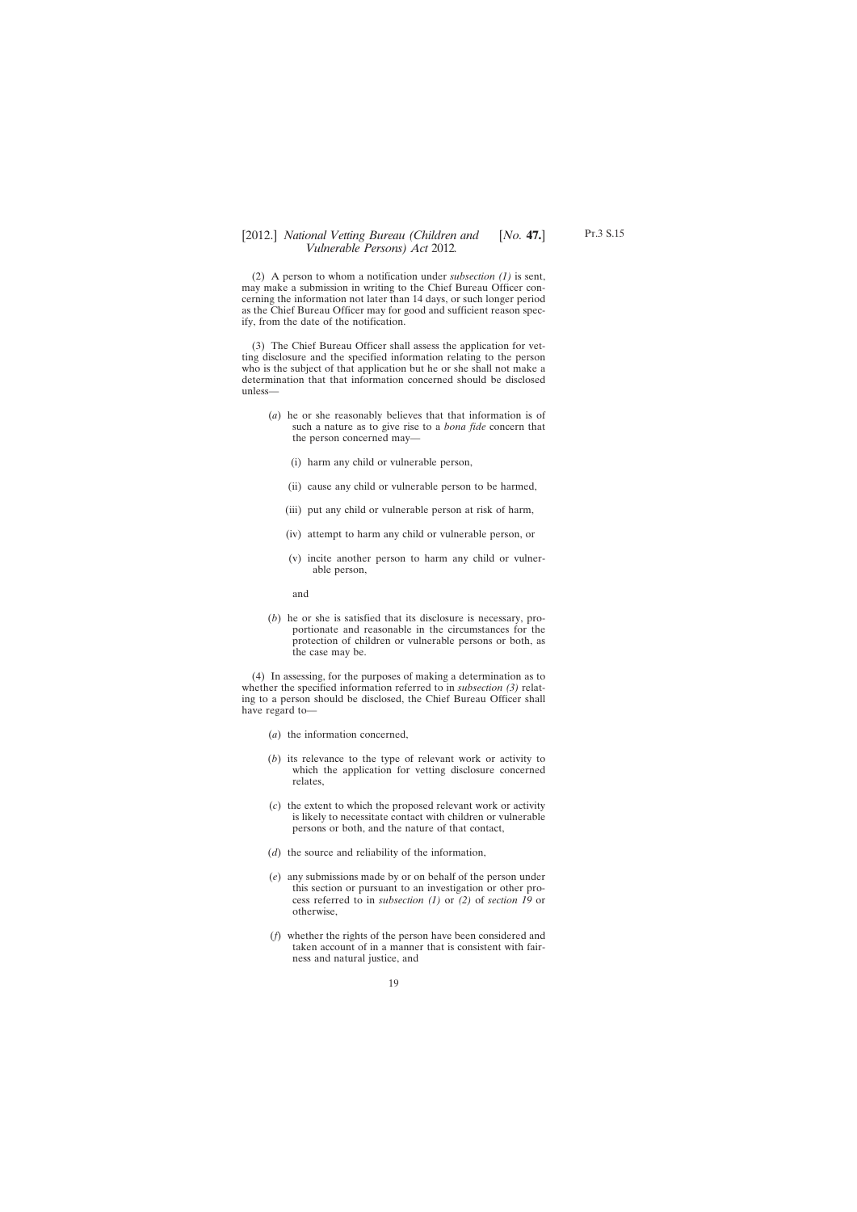(2) A person to whom a notification under *subsection (1)* is sent, may make a submission in writing to the Chief Bureau Officer concerning the information not later than 14 days, or such longer period as the Chief Bureau Officer may for good and sufficient reason specify, from the date of the notification.

(3) The Chief Bureau Officer shall assess the application for vetting disclosure and the specified information relating to the person who is the subject of that application but he or she shall not make a determination that that information concerned should be disclosed unless—

- (*a*) he or she reasonably believes that that information is of such a nature as to give rise to a *bona fide* concern that the person concerned may—
  - (i) harm any child or vulnerable person,
  - (ii) cause any child or vulnerable person to be harmed,
  - (iii) put any child or vulnerable person at risk of harm,
  - (iv) attempt to harm any child or vulnerable person, or
  - (v) incite another person to harm any child or vulnerable person,

  and
- (*b*) he or she is satisfied that its disclosure is necessary, proportionate and reasonable in the circumstances for the protection of children or vulnerable persons or both, as the case may be.

(4) In assessing, for the purposes of making a determination as to whether the specified information referred to in *subsection (3)* relating to a person should be disclosed, the Chief Bureau Officer shall have regard to—

- (*a*) the information concerned,
- (*b*) its relevance to the type of relevant work or activity to which the application for vetting disclosure concerned relates,
- (*c*) the extent to which the proposed relevant work or activity is likely to necessitate contact with children or vulnerable persons or both, and the nature of that contact,
- (*d*) the source and reliability of the information,
- (*e*) any submissions made by or on behalf of the person under this section or pursuant to an investigation or other process referred to in *subsection (1)* or *(2)* of *section 19* or otherwise,
- (*f*) whether the rights of the person have been considered and taken account of in a manner that is consistent with fairness and natural justice, and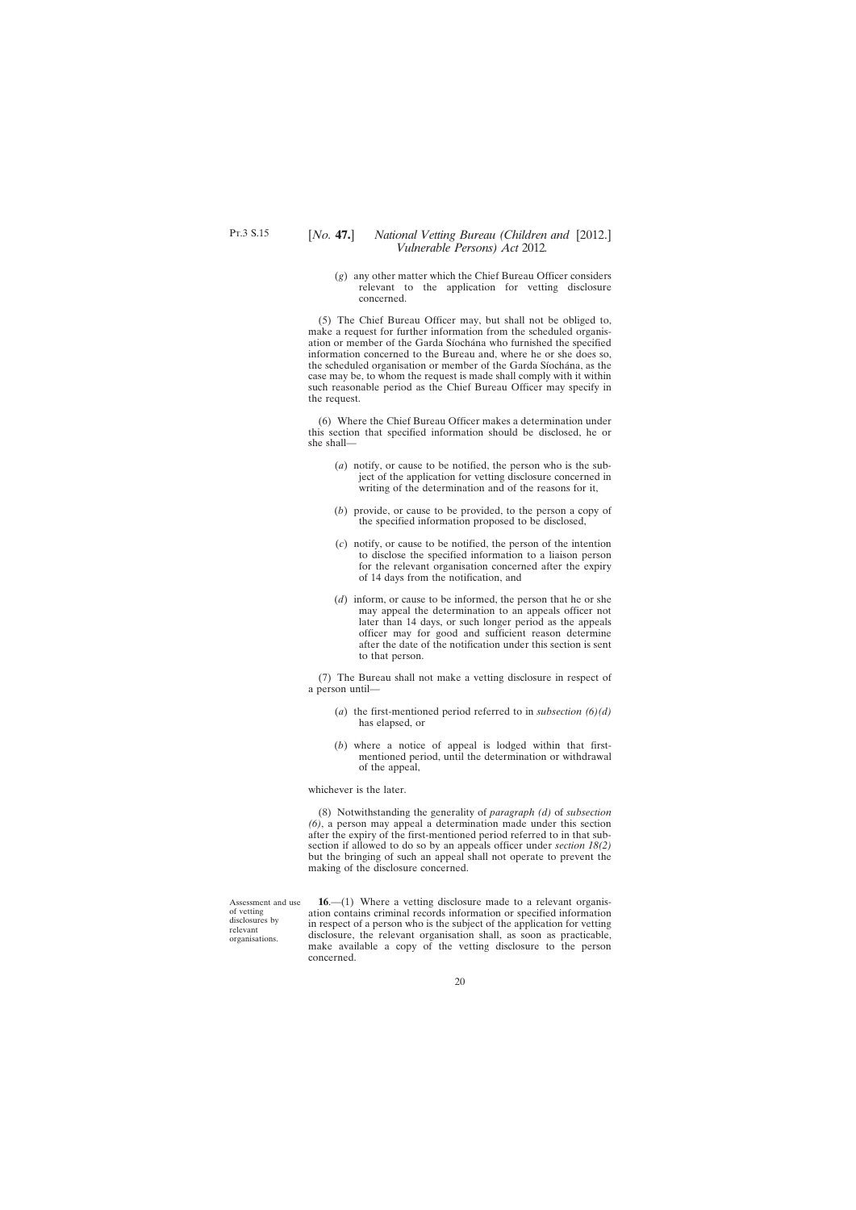(*g*) any other matter which the Chief Bureau Officer considers relevant to the application for vetting disclosure concerned.

(5) The Chief Bureau Officer may, but shall not be obliged to, make a request for further information from the scheduled organisation or member of the Garda Síochána who furnished the specified information concerned to the Bureau and, where he or she does so, the scheduled organisation or member of the Garda Síochána, as the case may be, to whom the request is made shall comply with it within such reasonable period as the Chief Bureau Officer may specify in the request.

(6) Where the Chief Bureau Officer makes a determination under this section that specified information should be disclosed, he or she shall—

(*a*) notify, or cause to be notified, the person who is the subject of the application for vetting disclosure concerned in writing of the determination and of the reasons for it,

(*b*) provide, or cause to be provided, to the person a copy of the specified information proposed to be disclosed,

(*c*) notify, or cause to be notified, the person of the intention to disclose the specified information to a liaison person for the relevant organisation concerned after the expiry of 14 days from the notification, and

(*d*) inform, or cause to be informed, the person that he or she may appeal the determination to an appeals officer not later than 14 days, or such longer period as the appeals officer may for good and sufficient reason determine after the date of the notification under this section is sent to that person.

(7) The Bureau shall not make a vetting disclosure in respect of a person until—

(*a*) the first-mentioned period referred to in *subsection (6)(d)* has elapsed, or

(*b*) where a notice of appeal is lodged within that first-mentioned period, until the determination or withdrawal of the appeal,

whichever is the later.

(8) Notwithstanding the generality of *paragraph (d)* of *subsection (6)*, a person may appeal a determination made under this section after the expiry of the first-mentioned period referred to in that subsection if allowed to do so by an appeals officer under *section 18(2)* but the bringing of such an appeal shall not operate to prevent the making of the disclosure concerned.

Assessment and use of vetting disclosures by relevant organisations.

**16**.—(1) Where a vetting disclosure made to a relevant organisation contains criminal records information or specified information in respect of a person who is the subject of the application for vetting disclosure, the relevant organisation shall, as soon as practicable, make available a copy of the vetting disclosure to the person concerned.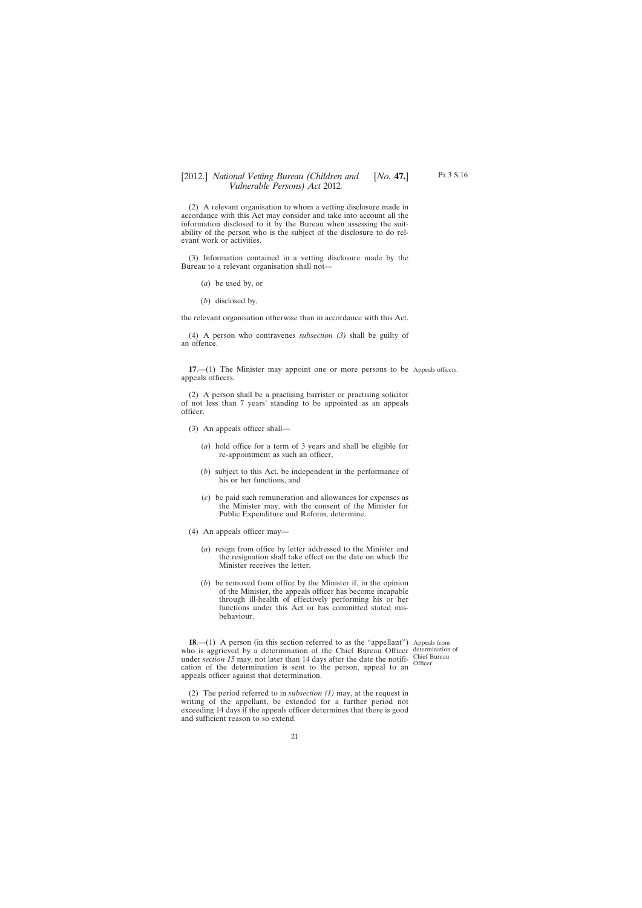(2) A relevant organisation to whom a vetting disclosure made in accordance with this Act may consider and take into account all the information disclosed to it by the Bureau when assessing the suitability of the person who is the subject of the disclosure to do relevant work or activities.

(3) Information contained in a vetting disclosure made by the Bureau to a relevant organisation shall not—

(*a*) be used by, or

(*b*) disclosed by,

the relevant organisation otherwise than in accordance with this Act.

(4) A person who contravenes *subsection (3)* shall be guilty of an offence.

Appeals officers.

**17**.—(1) The Minister may appoint one or more persons to be appeals officers.

(2) A person shall be a practising barrister or practising solicitor of not less than 7 years' standing to be appointed as an appeals officer.

(3) An appeals officer shall—

(*a*) hold office for a term of 3 years and shall be eligible for re-appointment as such an officer,

(*b*) subject to this Act, be independent in the performance of his or her functions, and

(*c*) be paid such remuneration and allowances for expenses as the Minister may, with the consent of the Minister for Public Expenditure and Reform, determine.

(4) An appeals officer may—

(*a*) resign from office by letter addressed to the Minister and the resignation shall take effect on the date on which the Minister receives the letter,

(*b*) be removed from office by the Minister if, in the opinion of the Minister, the appeals officer has become incapable through ill-health of effectively performing his or her functions under this Act or has committed stated misbehaviour.

Appeals from determination of Chief Bureau Officer.

**18**.—(1) A person (in this section referred to as the "appellant") who is aggrieved by a determination of the Chief Bureau Officer under *section 15* may, not later than 14 days after the date the notification of the determination is sent to the person, appeal to an appeals officer against that determination.

(2) The period referred to in *subsection (1)* may, at the request in writing of the appellant, be extended for a further period not exceeding 14 days if the appeals officer determines that there is good and sufficient reason to so extend.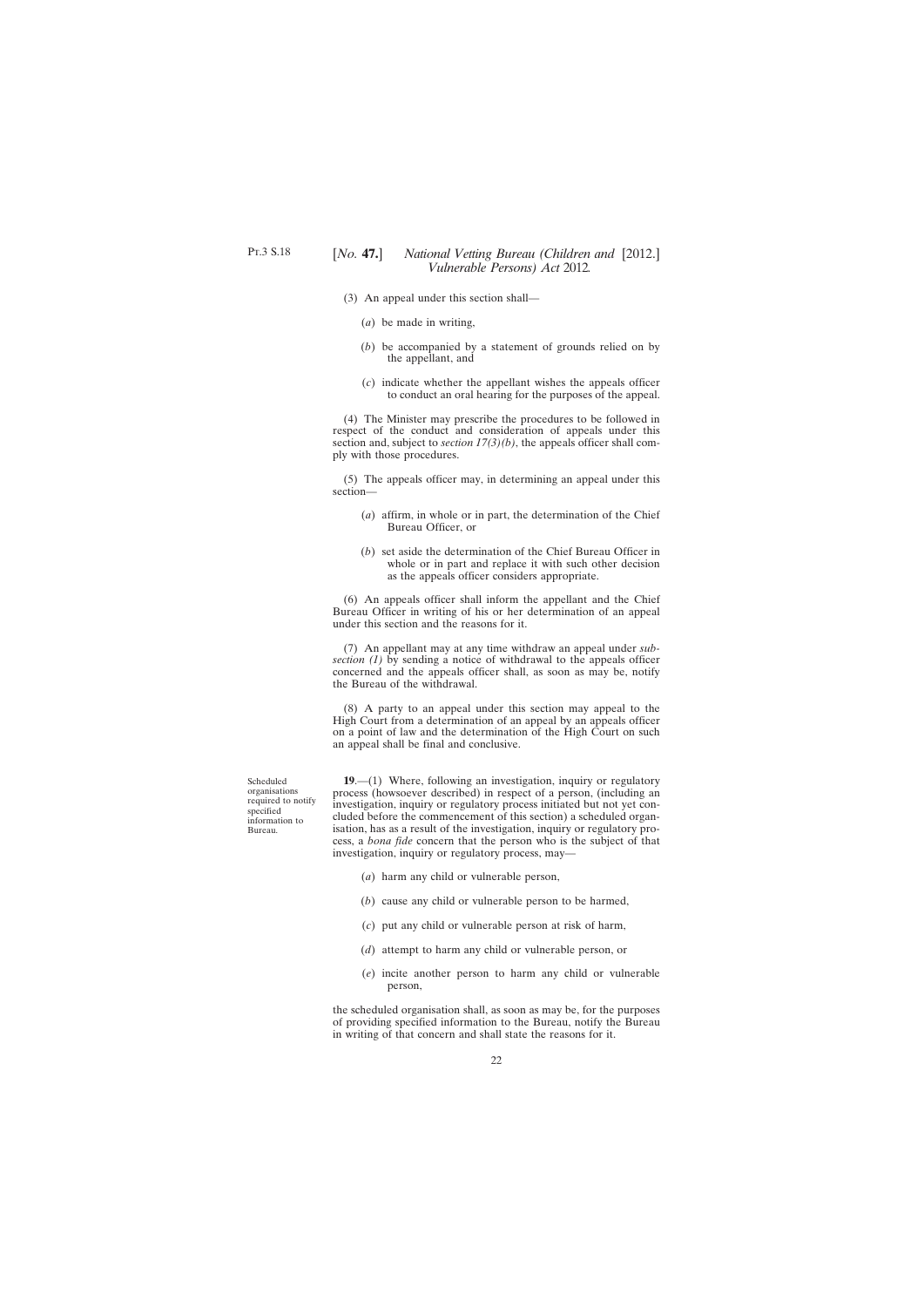(3) An appeal under this section shall—

(*a*) be made in writing,

(*b*) be accompanied by a statement of grounds relied on by the appellant, and

(*c*) indicate whether the appellant wishes the appeals officer to conduct an oral hearing for the purposes of the appeal.

(4) The Minister may prescribe the procedures to be followed in respect of the conduct and consideration of appeals under this section and, subject to *section 17(3)(b)*, the appeals officer shall comply with those procedures.

(5) The appeals officer may, in determining an appeal under this section—

(*a*) affirm, in whole or in part, the determination of the Chief Bureau Officer, or

(*b*) set aside the determination of the Chief Bureau Officer in whole or in part and replace it with such other decision as the appeals officer considers appropriate.

(6) An appeals officer shall inform the appellant and the Chief Bureau Officer in writing of his or her determination of an appeal under this section and the reasons for it.

(7) An appellant may at any time withdraw an appeal under *subsection (1)* by sending a notice of withdrawal to the appeals officer concerned and the appeals officer shall, as soon as may be, notify the Bureau of the withdrawal.

(8) A party to an appeal under this section may appeal to the High Court from a determination of an appeal by an appeals officer on a point of law and the determination of the High Court on such an appeal shall be final and conclusive.

Scheduled organisations required to notify specified information to Bureau.

**19**.—(1) Where, following an investigation, inquiry or regulatory process (howsoever described) in respect of a person, (including an investigation, inquiry or regulatory process initiated but not yet concluded before the commencement of this section) a scheduled organisation, has as a result of the investigation, inquiry or regulatory process, a *bona fide* concern that the person who is the subject of that investigation, inquiry or regulatory process, may—

(*a*) harm any child or vulnerable person,

(*b*) cause any child or vulnerable person to be harmed,

(*c*) put any child or vulnerable person at risk of harm,

(*d*) attempt to harm any child or vulnerable person, or

(*e*) incite another person to harm any child or vulnerable person,

the scheduled organisation shall, as soon as may be, for the purposes of providing specified information to the Bureau, notify the Bureau in writing of that concern and shall state the reasons for it.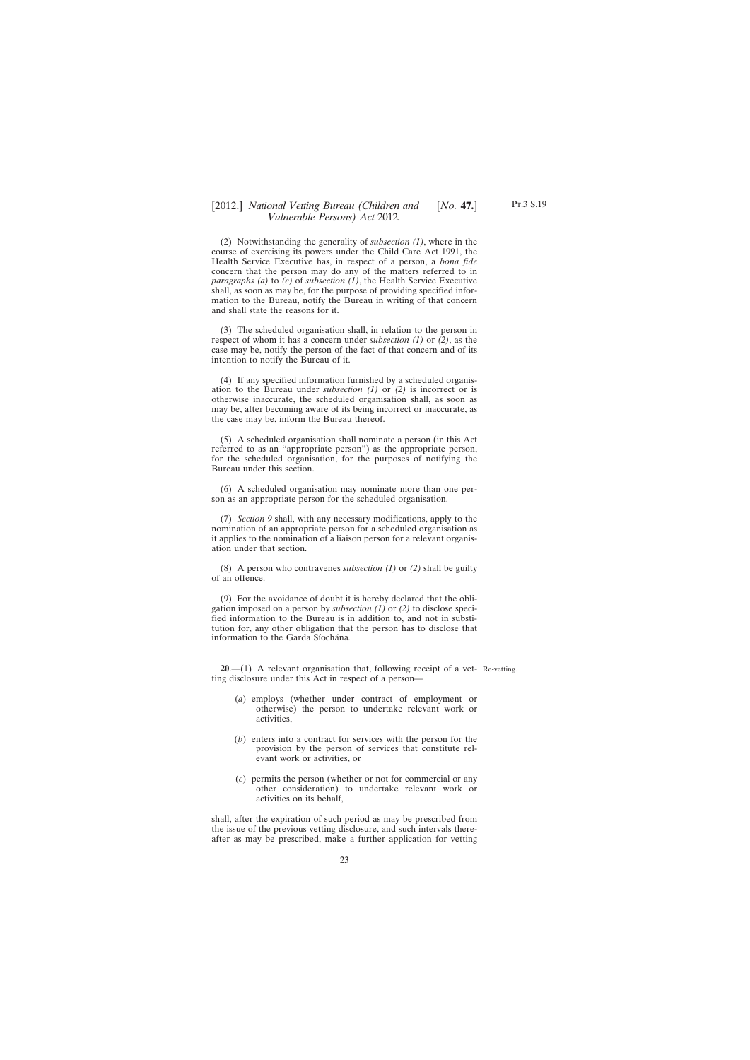(2) Notwithstanding the generality of *subsection (1)*, where in the course of exercising its powers under the Child Care Act 1991, the Health Service Executive has, in respect of a person, a *bona fide* concern that the person may do any of the matters referred to in *paragraphs (a)* to *(e)* of *subsection (1)*, the Health Service Executive shall, as soon as may be, for the purpose of providing specified information to the Bureau, notify the Bureau in writing of that concern and shall state the reasons for it.

(3) The scheduled organisation shall, in relation to the person in respect of whom it has a concern under *subsection (1)* or *(2)*, as the case may be, notify the person of the fact of that concern and of its intention to notify the Bureau of it.

(4) If any specified information furnished by a scheduled organisation to the Bureau under *subsection (1)* or *(2)* is incorrect or is otherwise inaccurate, the scheduled organisation shall, as soon as may be, after becoming aware of its being incorrect or inaccurate, as the case may be, inform the Bureau thereof.

(5) A scheduled organisation shall nominate a person (in this Act referred to as an "appropriate person") as the appropriate person, for the scheduled organisation, for the purposes of notifying the Bureau under this section.

(6) A scheduled organisation may nominate more than one person as an appropriate person for the scheduled organisation.

(7) *Section 9* shall, with any necessary modifications, apply to the nomination of an appropriate person for a scheduled organisation as it applies to the nomination of a liaison person for a relevant organisation under that section.

(8) A person who contravenes *subsection (1)* or *(2)* shall be guilty of an offence.

(9) For the avoidance of doubt it is hereby declared that the obligation imposed on a person by *subsection (1)* or *(2)* to disclose specified information to the Bureau is in addition to, and not in substitution for, any other obligation that the person has to disclose that information to the Garda Síochána.

Re-vetting.

**20**.—(1) A relevant organisation that, following receipt of a vetting disclosure under this Act in respect of a person—

(*a*) employs (whether under contract of employment or otherwise) the person to undertake relevant work or activities,

(*b*) enters into a contract for services with the person for the provision by the person of services that constitute relevant work or activities, or

(*c*) permits the person (whether or not for commercial or any other consideration) to undertake relevant work or activities on its behalf,

shall, after the expiration of such period as may be prescribed from the issue of the previous vetting disclosure, and such intervals thereafter as may be prescribed, make a further application for vetting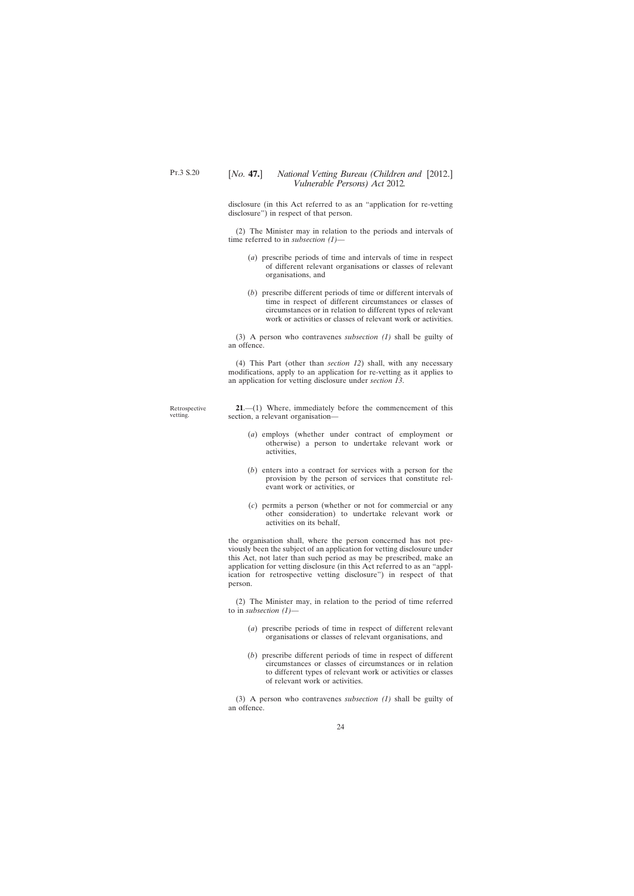disclosure (in this Act referred to as an "application for re-vetting disclosure") in respect of that person.

(2) The Minister may in relation to the periods and intervals of time referred to in *subsection (1)*—

(*a*) prescribe periods of time and intervals of time in respect of different relevant organisations or classes of relevant organisations, and

(*b*) prescribe different periods of time or different intervals of time in respect of different circumstances or classes of circumstances or in relation to different types of relevant work or activities or classes of relevant work or activities.

(3) A person who contravenes *subsection (1)* shall be guilty of an offence.

(4) This Part (other than *section 12*) shall, with any necessary modifications, apply to an application for re-vetting as it applies to an application for vetting disclosure under *section 13*.

Retrospective vetting.

**21**.—(1) Where, immediately before the commencement of this section, a relevant organisation—

(*a*) employs (whether under contract of employment or otherwise) a person to undertake relevant work or activities,

(*b*) enters into a contract for services with a person for the provision by the person of services that constitute relevant work or activities, or

(*c*) permits a person (whether or not for commercial or any other consideration) to undertake relevant work or activities on its behalf,

the organisation shall, where the person concerned has not previously been the subject of an application for vetting disclosure under this Act, not later than such period as may be prescribed, make an application for vetting disclosure (in this Act referred to as an "application for retrospective vetting disclosure") in respect of that person.

(2) The Minister may, in relation to the period of time referred to in *subsection (1)*—

(*a*) prescribe periods of time in respect of different relevant organisations or classes of relevant organisations, and

(*b*) prescribe different periods of time in respect of different circumstances or classes of circumstances or in relation to different types of relevant work or activities or classes of relevant work or activities.

(3) A person who contravenes *subsection (1)* shall be guilty of an offence.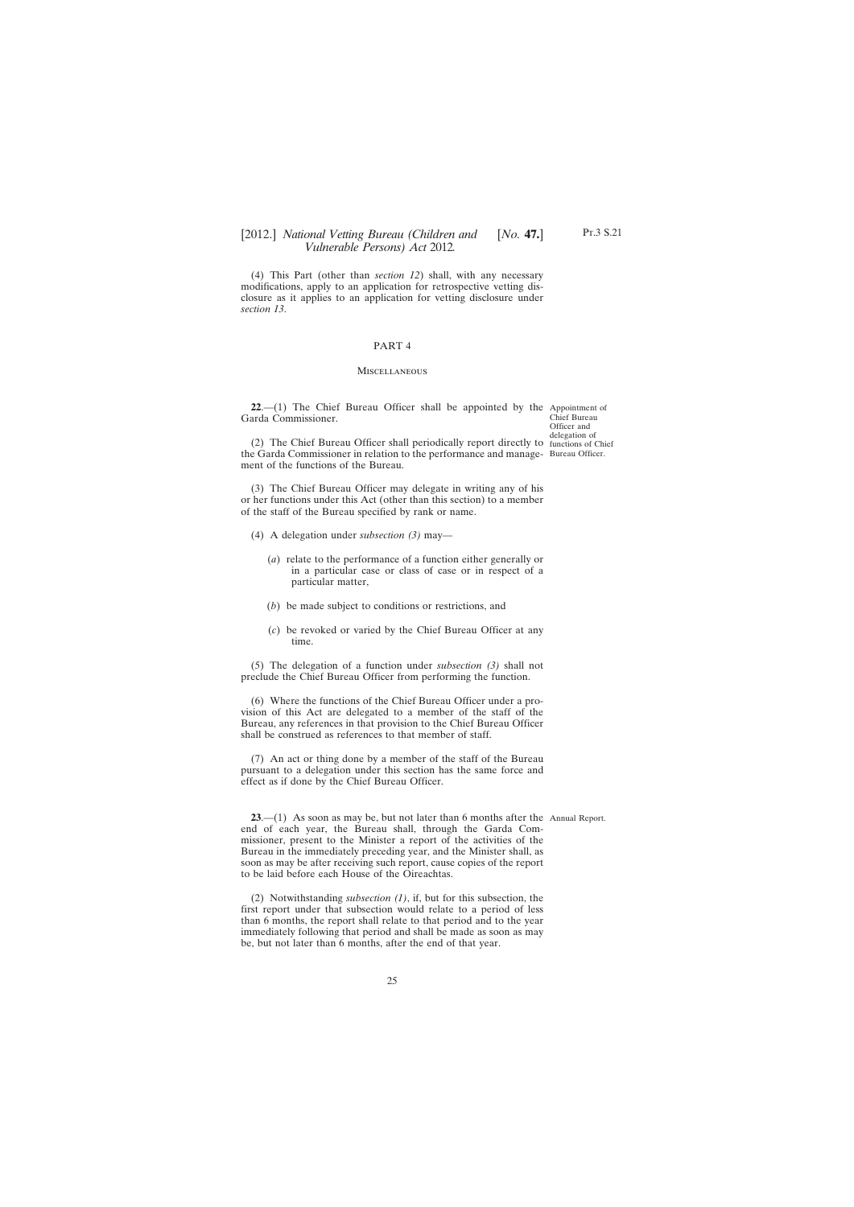(4) This Part (other than *section 12*) shall, with any necessary modifications, apply to an application for retrospective vetting disclosure as it applies to an application for vetting disclosure under *section 13*.

## PART 4

### Miscellaneous

**22**.—(1) The Chief Bureau Officer shall be appointed by the Garda Commissioner.

*Appointment of Chief Bureau Officer and delegation of functions of Chief Bureau Officer.*

(2) The Chief Bureau Officer shall periodically report directly to the Garda Commissioner in relation to the performance and management of the functions of the Bureau.

(3) The Chief Bureau Officer may delegate in writing any of his or her functions under this Act (other than this section) to a member of the staff of the Bureau specified by rank or name.

(4) A delegation under *subsection (3)* may—

(*a*) relate to the performance of a function either generally or in a particular case or class of case or in respect of a particular matter,

(*b*) be made subject to conditions or restrictions, and

(*c*) be revoked or varied by the Chief Bureau Officer at any time.

(5) The delegation of a function under *subsection (3)* shall not preclude the Chief Bureau Officer from performing the function.

(6) Where the functions of the Chief Bureau Officer under a provision of this Act are delegated to a member of the staff of the Bureau, any references in that provision to the Chief Bureau Officer shall be construed as references to that member of staff.

(7) An act or thing done by a member of the staff of the Bureau pursuant to a delegation under this section has the same force and effect as if done by the Chief Bureau Officer.

**23**.—(1) As soon as may be, but not later than 6 months after the end of each year, the Bureau shall, through the Garda Commissioner, present to the Minister a report of the activities of the Bureau in the immediately preceding year, and the Minister shall, as soon as may be after receiving such report, cause copies of the report to be laid before each House of the Oireachtas.

*Annual Report.*

(2) Notwithstanding *subsection (1)*, if, but for this subsection, the first report under that subsection would relate to a period of less than 6 months, the report shall relate to that period and to the year immediately following that period and shall be made as soon as may be, but not later than 6 months, after the end of that year.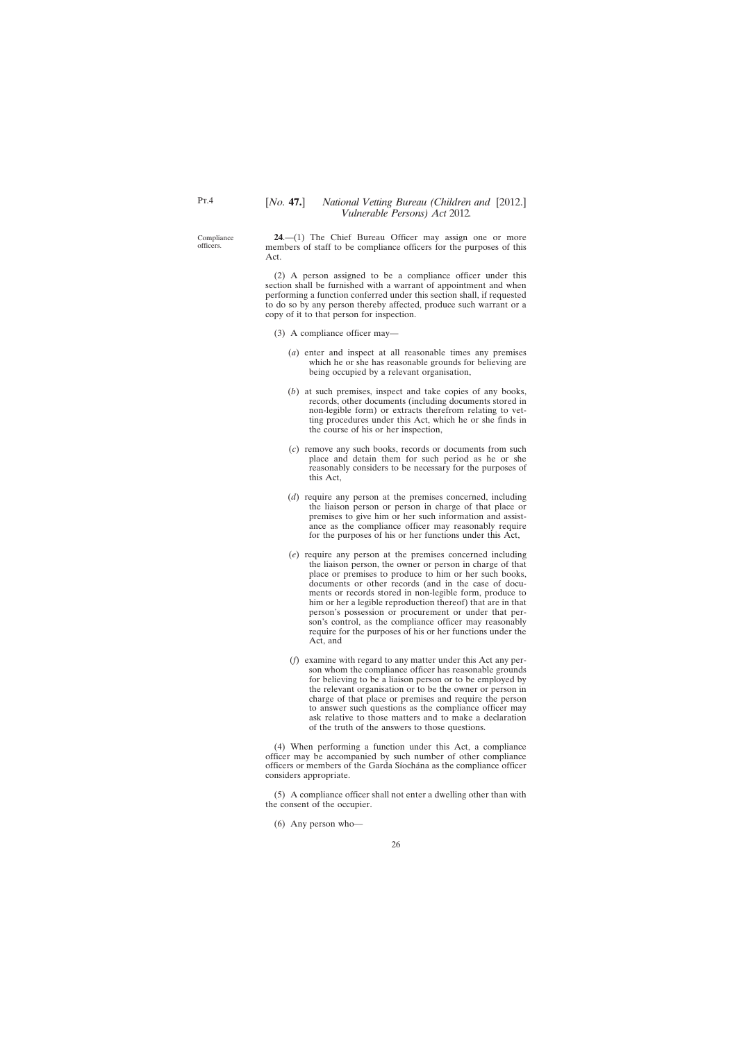Compliance officers.

**24**.—(1) The Chief Bureau Officer may assign one or more members of staff to be compliance officers for the purposes of this Act.

(2) A person assigned to be a compliance officer under this section shall be furnished with a warrant of appointment and when performing a function conferred under this section shall, if requested to do so by any person thereby affected, produce such warrant or a copy of it to that person for inspection.

(3) A compliance officer may—

(*a*) enter and inspect at all reasonable times any premises which he or she has reasonable grounds for believing are being occupied by a relevant organisation,

(*b*) at such premises, inspect and take copies of any books, records, other documents (including documents stored in non-legible form) or extracts therefrom relating to vetting procedures under this Act, which he or she finds in the course of his or her inspection,

(*c*) remove any such books, records or documents from such place and detain them for such period as he or she reasonably considers to be necessary for the purposes of this Act,

(*d*) require any person at the premises concerned, including the liaison person or person in charge of that place or premises to give him or her such information and assistance as the compliance officer may reasonably require for the purposes of his or her functions under this Act,

(*e*) require any person at the premises concerned including the liaison person, the owner or person in charge of that place or premises to produce to him or her such books, documents or other records (and in the case of documents or records stored in non-legible form, produce to him or her a legible reproduction thereof) that are in that person's possession or procurement or under that person's control, as the compliance officer may reasonably require for the purposes of his or her functions under the Act, and

(*f*) examine with regard to any matter under this Act any person whom the compliance officer has reasonable grounds for believing to be a liaison person or to be employed by the relevant organisation or to be the owner or person in charge of that place or premises and require the person to answer such questions as the compliance officer may ask relative to those matters and to make a declaration of the truth of the answers to those questions.

(4) When performing a function under this Act, a compliance officer may be accompanied by such number of other compliance officers or members of the Garda Síochána as the compliance officer considers appropriate.

(5) A compliance officer shall not enter a dwelling other than with the consent of the occupier.

(6) Any person who—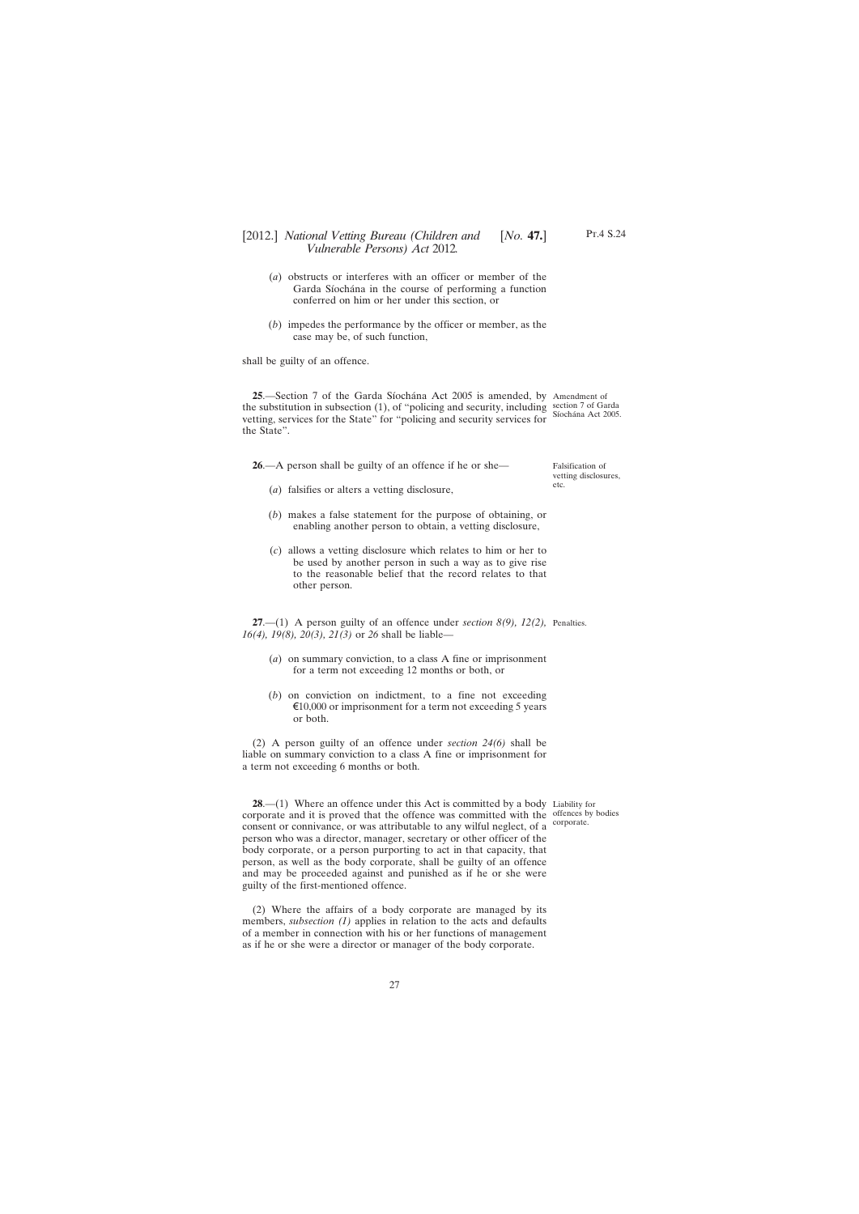(*a*) obstructs or interferes with an officer or member of the Garda Síochána in the course of performing a function conferred on him or her under this section, or

(*b*) impedes the performance by the officer or member, as the case may be, of such function,

shall be guilty of an offence.

Amendment of section 7 of Garda Síochána Act 2005.

**25**.—Section 7 of the Garda Síochána Act 2005 is amended, by the substitution in subsection (1), of "policing and security, including vetting, services for the State" for "policing and security services for the State".

Falsification of vetting disclosures, etc.

**26**.—A person shall be guilty of an offence if he or she—

(*a*) falsifies or alters a vetting disclosure,

(*b*) makes a false statement for the purpose of obtaining, or enabling another person to obtain, a vetting disclosure,

(*c*) allows a vetting disclosure which relates to him or her to be used by another person in such a way as to give rise to the reasonable belief that the record relates to that other person.

Penalties.

**27**.—(1) A person guilty of an offence under *section 8(9), 12(2), 16(4), 19(8), 20(3), 21(3)* or *26* shall be liable—

(*a*) on summary conviction, to a class A fine or imprisonment for a term not exceeding 12 months or both, or

(*b*) on conviction on indictment, to a fine not exceeding €10,000 or imprisonment for a term not exceeding 5 years or both.

(2) A person guilty of an offence under *section 24(6)* shall be liable on summary conviction to a class A fine or imprisonment for a term not exceeding 6 months or both.

Liability for offences by bodies corporate.

**28**.—(1) Where an offence under this Act is committed by a body corporate and it is proved that the offence was committed with the consent or connivance, or was attributable to any wilful neglect, of a person who was a director, manager, secretary or other officer of the body corporate, or a person purporting to act in that capacity, that person, as well as the body corporate, shall be guilty of an offence and may be proceeded against and punished as if he or she were guilty of the first-mentioned offence.

(2) Where the affairs of a body corporate are managed by its members, *subsection (1)* applies in relation to the acts and defaults of a member in connection with his or her functions of management as if he or she were a director or manager of the body corporate.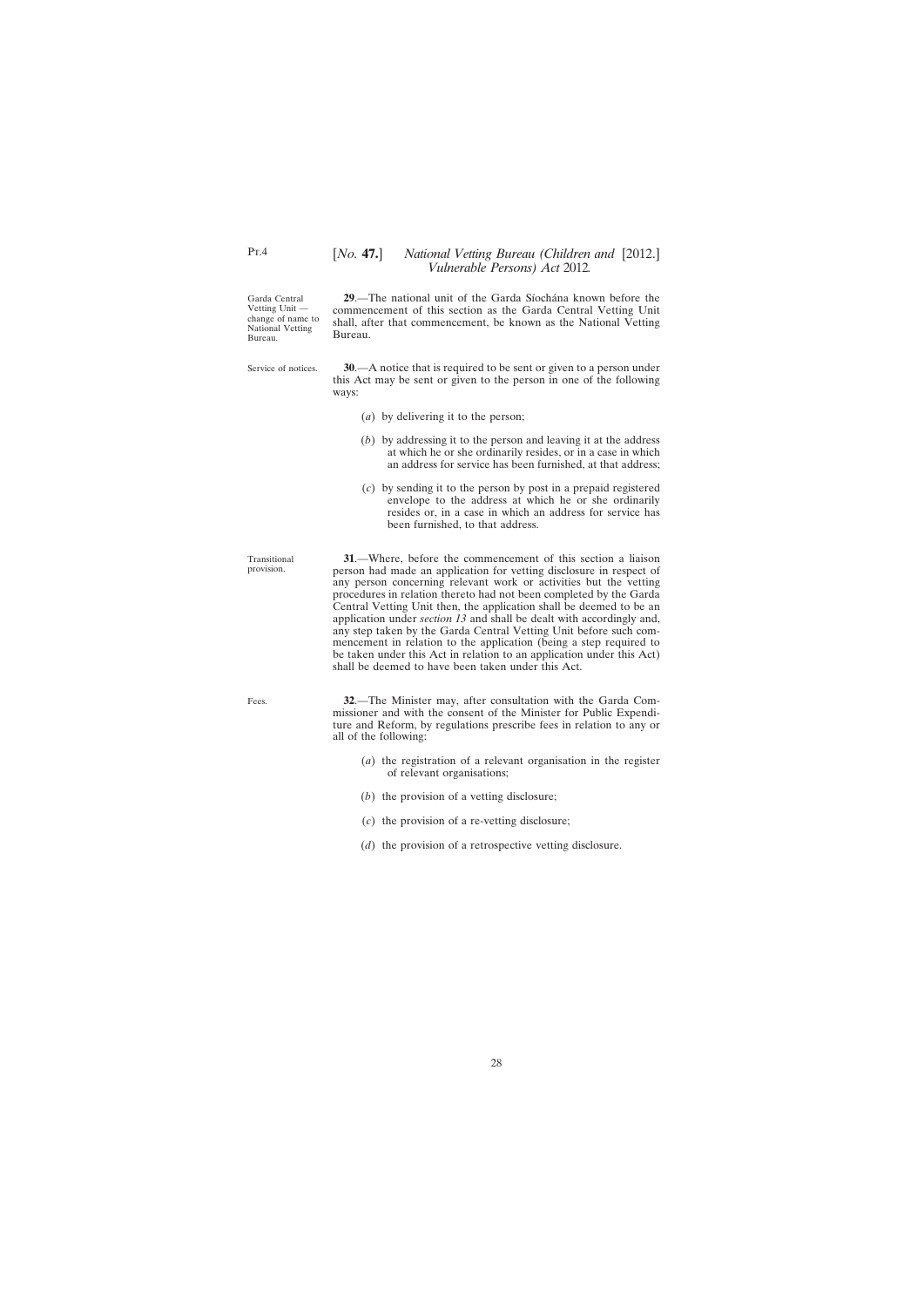Garda Central Vetting Unit — change of name to National Vetting Bureau.

**29**.—The national unit of the Garda Síochána known before the commencement of this section as the Garda Central Vetting Unit shall, after that commencement, be known as the National Vetting Bureau.

Service of notices.

**30**.—A notice that is required to be sent or given to a person under this Act may be sent or given to the person in one of the following ways:

(*a*) by delivering it to the person;

(*b*) by addressing it to the person and leaving it at the address at which he or she ordinarily resides, or in a case in which an address for service has been furnished, at that address;

(*c*) by sending it to the person by post in a prepaid registered envelope to the address at which he or she ordinarily resides or, in a case in which an address for service has been furnished, to that address.

Transitional provision.

**31**.—Where, before the commencement of this section a liaison person had made an application for vetting disclosure in respect of any person concerning relevant work or activities but the vetting procedures in relation thereto had not been completed by the Garda Central Vetting Unit then, the application shall be deemed to be an application under *section 13* and shall be dealt with accordingly and, any step taken by the Garda Central Vetting Unit before such commencement in relation to the application (being a step required to be taken under this Act in relation to an application under this Act) shall be deemed to have been taken under this Act.

Fees.

**32**.—The Minister may, after consultation with the Garda Commissioner and with the consent of the Minister for Public Expenditure and Reform, by regulations prescribe fees in relation to any or all of the following:

(*a*) the registration of a relevant organisation in the register of relevant organisations;

(*b*) the provision of a vetting disclosure;

(*c*) the provision of a re-vetting disclosure;

(*d*) the provision of a retrospective vetting disclosure.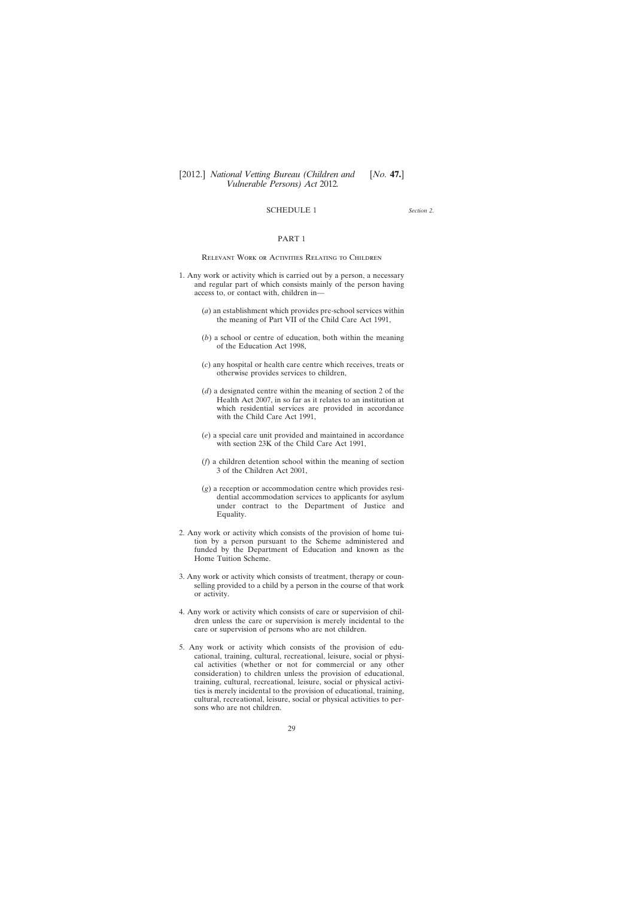## SCHEDULE 1

*Section 2.*

### PART 1

Relevant Work or Activities Relating to Children

1. Any work or activity which is carried out by a person, a necessary and regular part of which consists mainly of the person having access to, or contact with, children in—

   (*a*) an establishment which provides pre-school services within the meaning of Part VII of the Child Care Act 1991,

   (*b*) a school or centre of education, both within the meaning of the Education Act 1998,

   (*c*) any hospital or health care centre which receives, treats or otherwise provides services to children,

   (*d*) a designated centre within the meaning of section 2 of the Health Act 2007, in so far as it relates to an institution at which residential services are provided in accordance with the Child Care Act 1991,

   (*e*) a special care unit provided and maintained in accordance with section 23K of the Child Care Act 1991,

   (*f*) a children detention school within the meaning of section 3 of the Children Act 2001,

   (*g*) a reception or accommodation centre which provides residential accommodation services to applicants for asylum under contract to the Department of Justice and Equality.

2. Any work or activity which consists of the provision of home tuition by a person pursuant to the Scheme administered and funded by the Department of Education and known as the Home Tuition Scheme.

3. Any work or activity which consists of treatment, therapy or counselling provided to a child by a person in the course of that work or activity.

4. Any work or activity which consists of care or supervision of children unless the care or supervision is merely incidental to the care or supervision of persons who are not children.

5. Any work or activity which consists of the provision of educational, training, cultural, recreational, leisure, social or physical activities (whether or not for commercial or any other consideration) to children unless the provision of educational, training, cultural, recreational, leisure, social or physical activities is merely incidental to the provision of educational, training, cultural, recreational, leisure, social or physical activities to persons who are not children.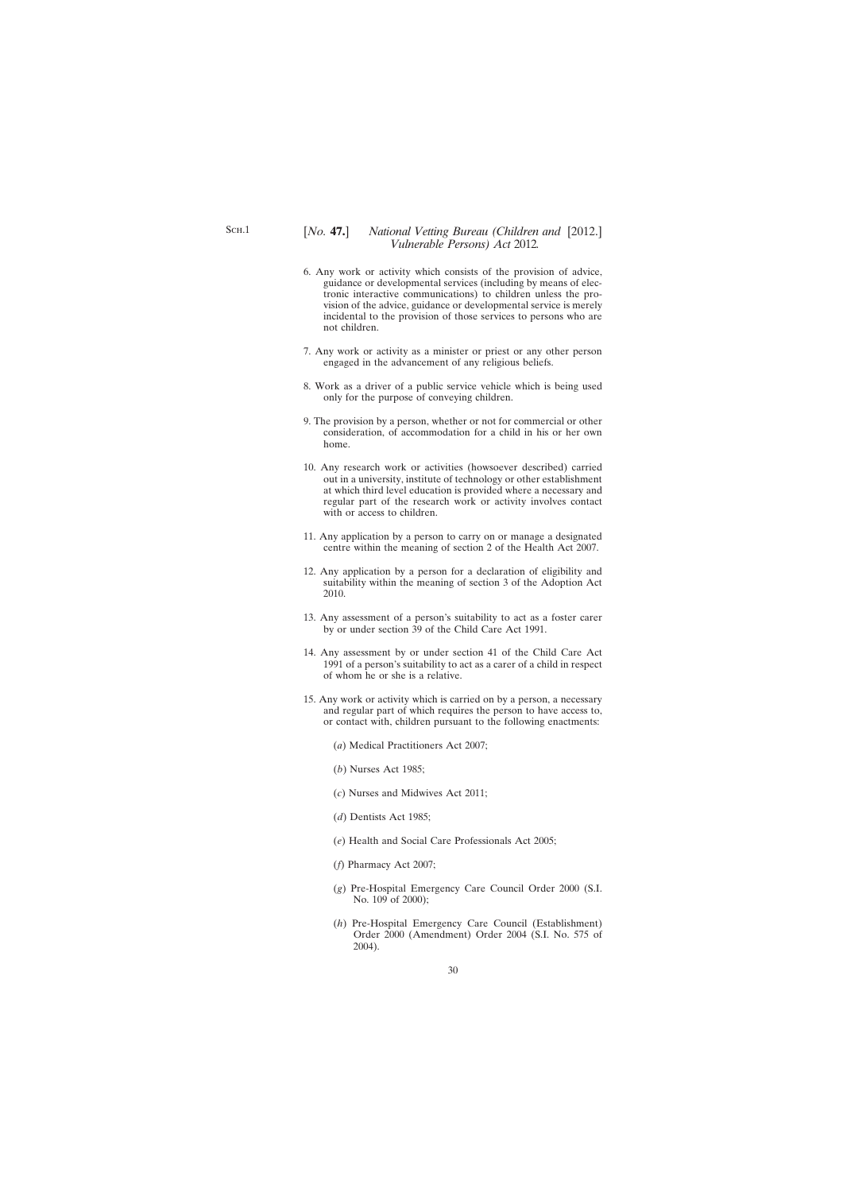6. Any work or activity which consists of the provision of advice, guidance or developmental services (including by means of electronic interactive communications) to children unless the provision of the advice, guidance or developmental service is merely incidental to the provision of those services to persons who are not children.

7. Any work or activity as a minister or priest or any other person engaged in the advancement of any religious beliefs.

8. Work as a driver of a public service vehicle which is being used only for the purpose of conveying children.

9. The provision by a person, whether or not for commercial or other consideration, of accommodation for a child in his or her own home.

10. Any research work or activities (howsoever described) carried out in a university, institute of technology or other establishment at which third level education is provided where a necessary and regular part of the research work or activity involves contact with or access to children.

11. Any application by a person to carry on or manage a designated centre within the meaning of section 2 of the Health Act 2007.

12. Any application by a person for a declaration of eligibility and suitability within the meaning of section 3 of the Adoption Act 2010.

13. Any assessment of a person's suitability to act as a foster carer by or under section 39 of the Child Care Act 1991.

14. Any assessment by or under section 41 of the Child Care Act 1991 of a person's suitability to act as a carer of a child in respect of whom he or she is a relative.

15. Any work or activity which is carried on by a person, a necessary and regular part of which requires the person to have access to, or contact with, children pursuant to the following enactments:

    (*a*) Medical Practitioners Act 2007;

    (*b*) Nurses Act 1985;

    (*c*) Nurses and Midwives Act 2011;

    (*d*) Dentists Act 1985;

    (*e*) Health and Social Care Professionals Act 2005;

    (*f*) Pharmacy Act 2007;

    (*g*) Pre-Hospital Emergency Care Council Order 2000 (S.I. No. 109 of 2000);

    (*h*) Pre-Hospital Emergency Care Council (Establishment) Order 2000 (Amendment) Order 2004 (S.I. No. 575 of 2004).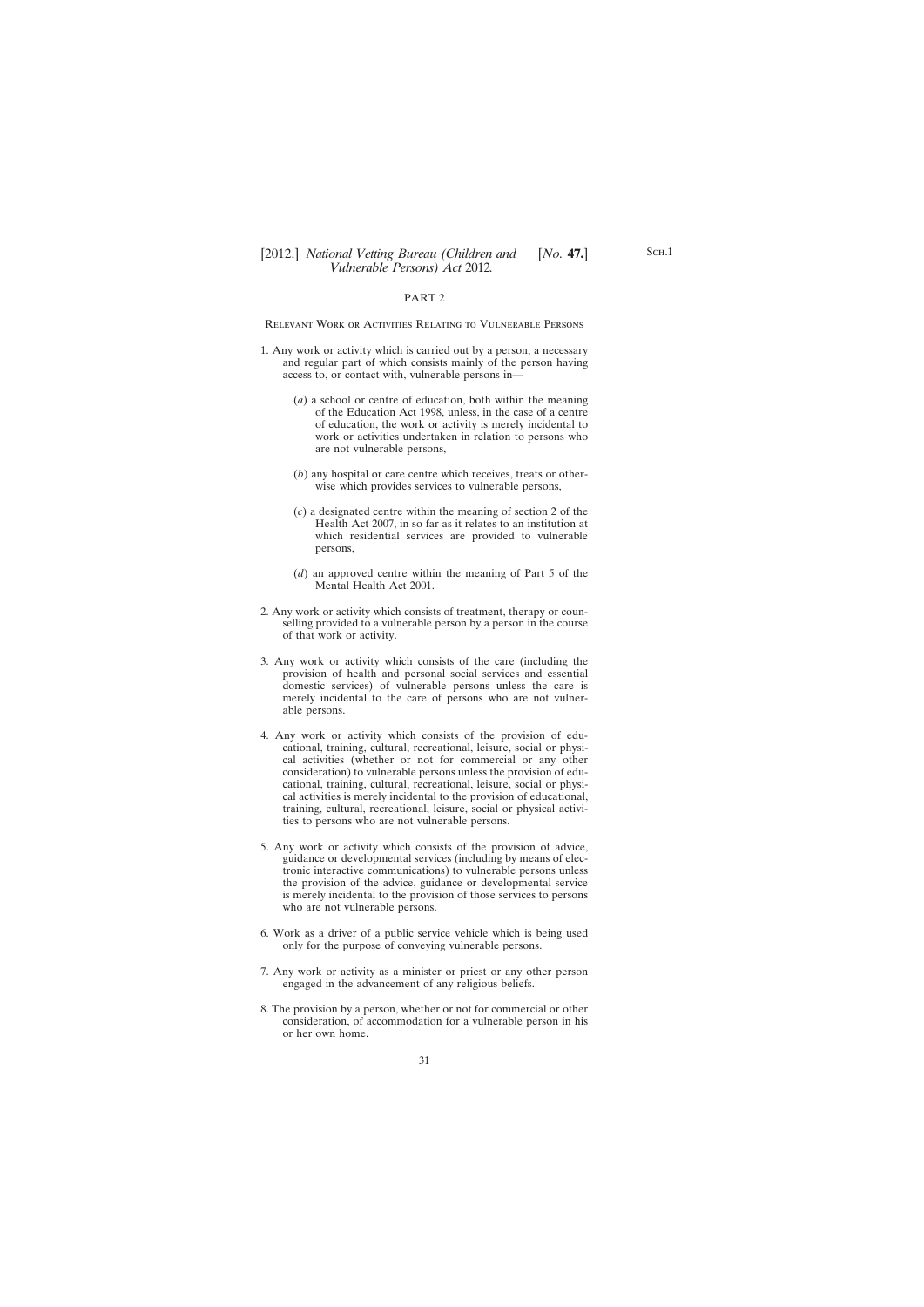PART 2

Relevant Work or Activities Relating to Vulnerable Persons

1. Any work or activity which is carried out by a person, a necessary and regular part of which consists mainly of the person having access to, or contact with, vulnerable persons in—

    (*a*) a school or centre of education, both within the meaning of the Education Act 1998, unless, in the case of a centre of education, the work or activity is merely incidental to work or activities undertaken in relation to persons who are not vulnerable persons,

    (*b*) any hospital or care centre which receives, treats or otherwise which provides services to vulnerable persons,

    (*c*) a designated centre within the meaning of section 2 of the Health Act 2007, in so far as it relates to an institution at which residential services are provided to vulnerable persons,

    (*d*) an approved centre within the meaning of Part 5 of the Mental Health Act 2001.

2. Any work or activity which consists of treatment, therapy or counselling provided to a vulnerable person by a person in the course of that work or activity.

3. Any work or activity which consists of the care (including the provision of health and personal social services and essential domestic services) of vulnerable persons unless the care is merely incidental to the care of persons who are not vulnerable persons.

4. Any work or activity which consists of the provision of educational, training, cultural, recreational, leisure, social or physical activities (whether or not for commercial or any other consideration) to vulnerable persons unless the provision of educational, training, cultural, recreational, leisure, social or physical activities is merely incidental to the provision of educational, training, cultural, recreational, leisure, social or physical activities to persons who are not vulnerable persons.

5. Any work or activity which consists of the provision of advice, guidance or developmental services (including by means of electronic interactive communications) to vulnerable persons unless the provision of the advice, guidance or developmental service is merely incidental to the provision of those services to persons who are not vulnerable persons.

6. Work as a driver of a public service vehicle which is being used only for the purpose of conveying vulnerable persons.

7. Any work or activity as a minister or priest or any other person engaged in the advancement of any religious beliefs.

8. The provision by a person, whether or not for commercial or other consideration, of accommodation for a vulnerable person in his or her own home.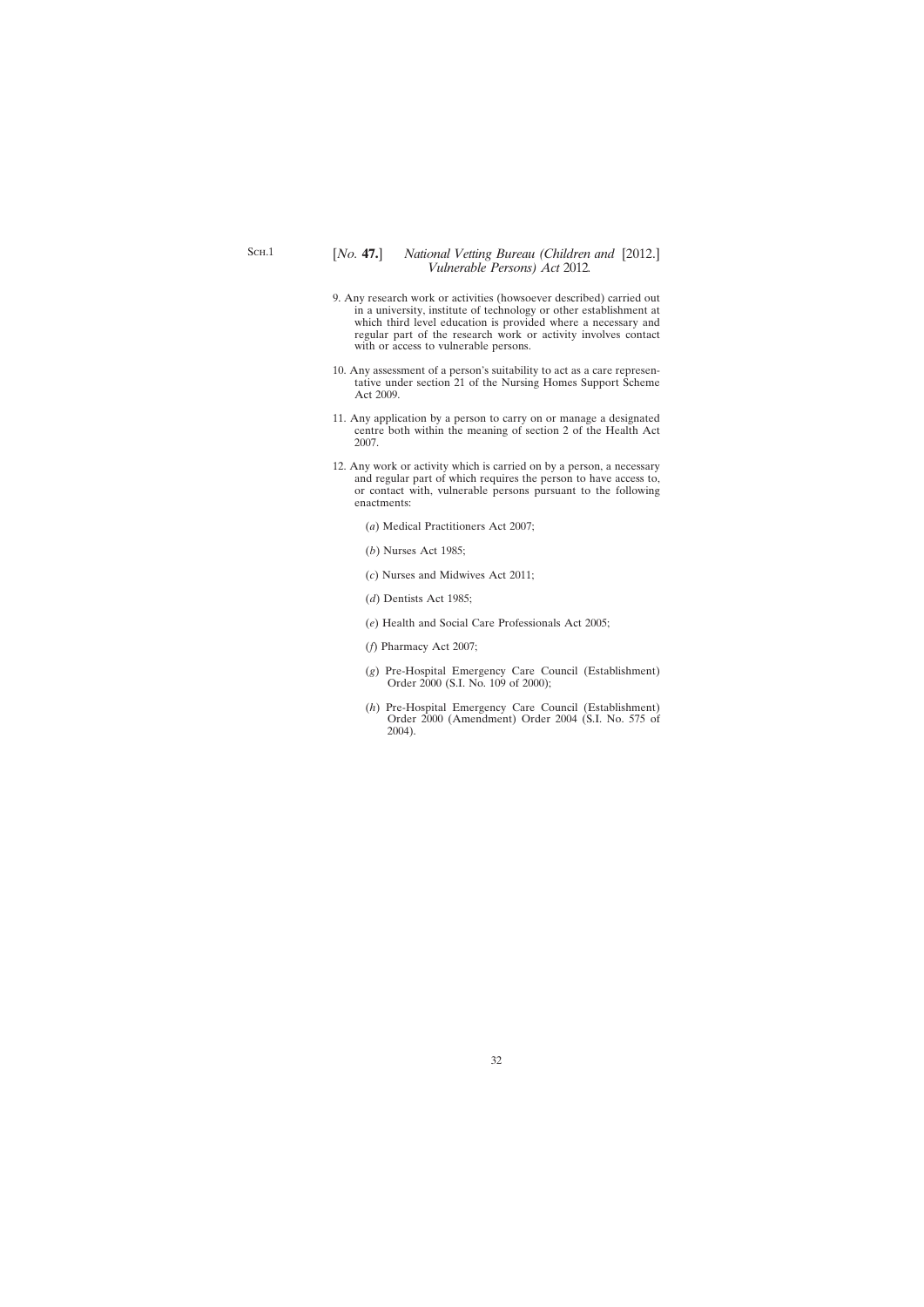9. Any research work or activities (howsoever described) carried out in a university, institute of technology or other establishment at which third level education is provided where a necessary and regular part of the research work or activity involves contact with or access to vulnerable persons.

10. Any assessment of a person's suitability to act as a care representative under section 21 of the Nursing Homes Support Scheme Act 2009.

11. Any application by a person to carry on or manage a designated centre both within the meaning of section 2 of the Health Act 2007.

12. Any work or activity which is carried on by a person, a necessary and regular part of which requires the person to have access to, or contact with, vulnerable persons pursuant to the following enactments:

(*a*) Medical Practitioners Act 2007;

(*b*) Nurses Act 1985;

(*c*) Nurses and Midwives Act 2011;

(*d*) Dentists Act 1985;

(*e*) Health and Social Care Professionals Act 2005;

(*f*) Pharmacy Act 2007;

(*g*) Pre-Hospital Emergency Care Council (Establishment) Order 2000 (S.I. No. 109 of 2000);

(*h*) Pre-Hospital Emergency Care Council (Establishment) Order 2000 (Amendment) Order 2004 (S.I. No. 575 of 2004).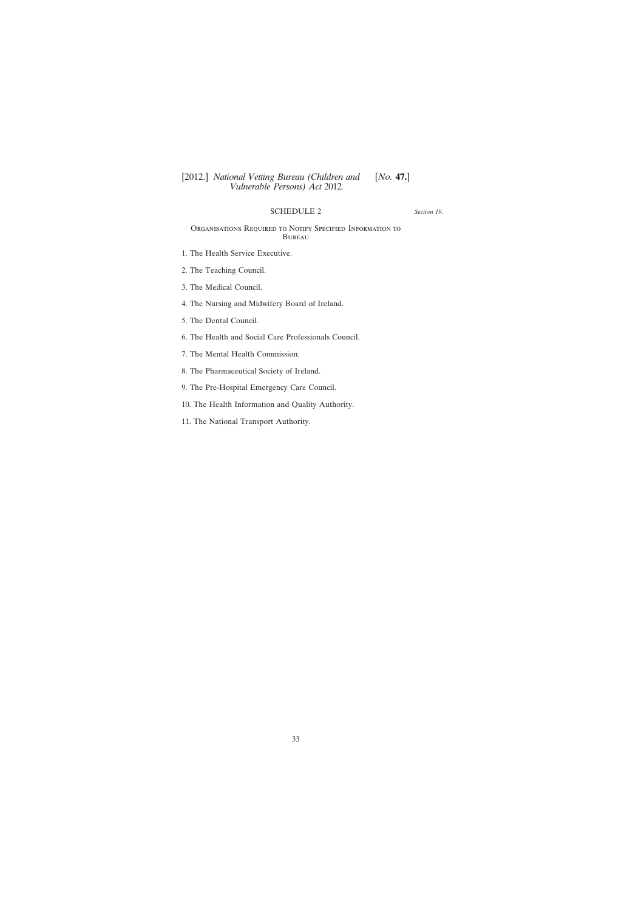## SCHEDULE 2

*Section 19.*

### Organisations Required to Notify Specified Information to Bureau

1. The Health Service Executive.

2. The Teaching Council.

3. The Medical Council.

4. The Nursing and Midwifery Board of Ireland.

5. The Dental Council.

6. The Health and Social Care Professionals Council.

7. The Mental Health Commission.

8. The Pharmaceutical Society of Ireland.

9. The Pre-Hospital Emergency Care Council.

10. The Health Information and Quality Authority.

11. The National Transport Authority.